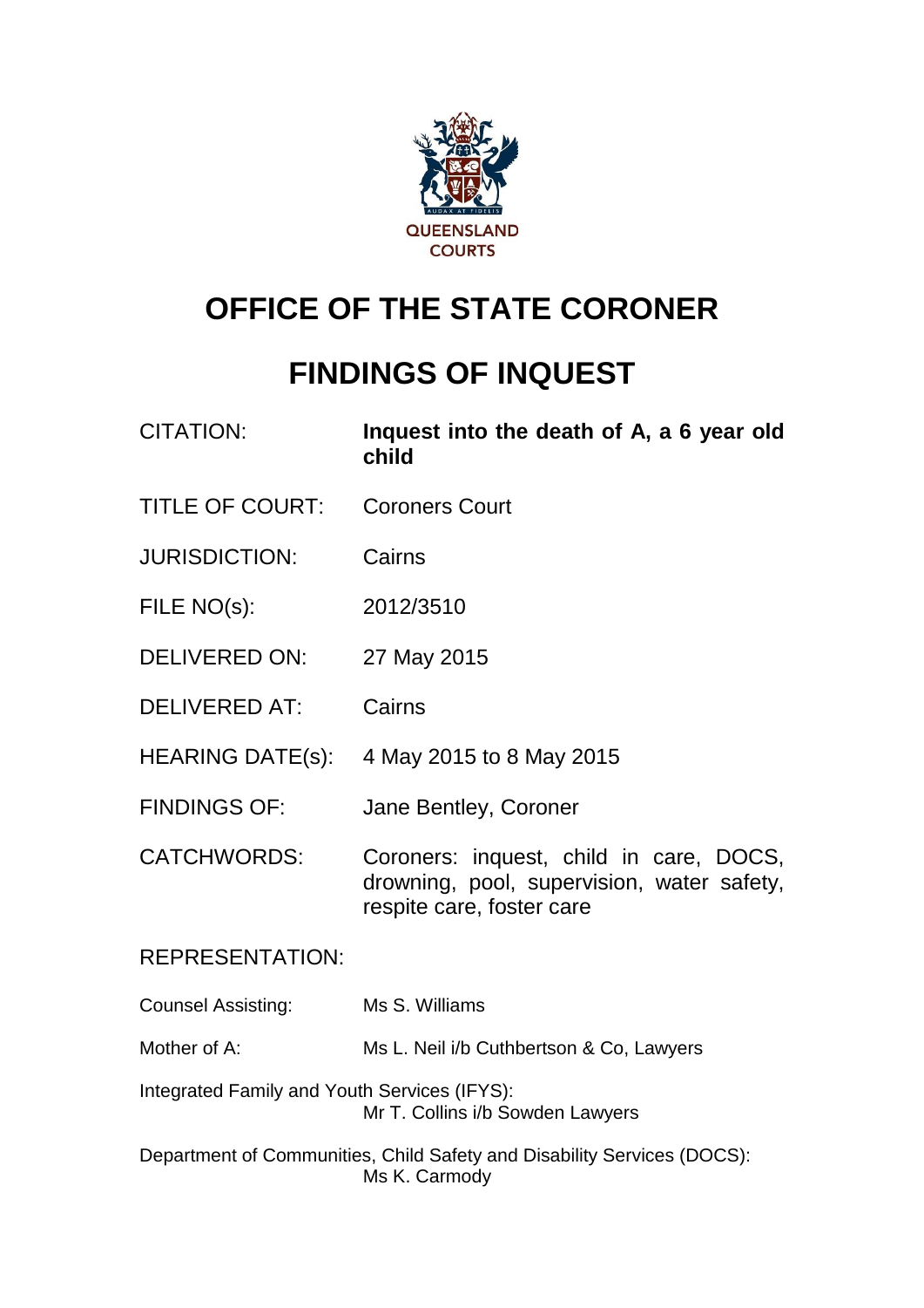QUEENSLAND COURTS

# OFFICE OF THE STATE CORONER

# FINDINGS OF INQUEST

| | |
|---|---|
| CITATION: | **Inquest into the death of A, a 6 year old child** |
| TITLE OF COURT: | Coroners Court |
| JURISDICTION: | Cairns |
| FILE NO(s): | 2012/3510 |
| DELIVERED ON: | 27 May 2015 |
| DELIVERED AT: | Cairns |
| HEARING DATE(s): | 4 May 2015 to 8 May 2015 |
| FINDINGS OF: | Jane Bentley, Coroner |
| CATCHWORDS: | Coroners: inquest, child in care, DOCS, drowning, pool, supervision, water safety, respite care, foster care |

REPRESENTATION:

Counsel Assisting: Ms S. Williams

Mother of A: Ms L. Neil i/b Cuthbertson & Co, Lawyers

Integrated Family and Youth Services (IFYS):
Mr T. Collins i/b Sowden Lawyers

Department of Communities, Child Safety and Disability Services (DOCS):
Ms K. Carmody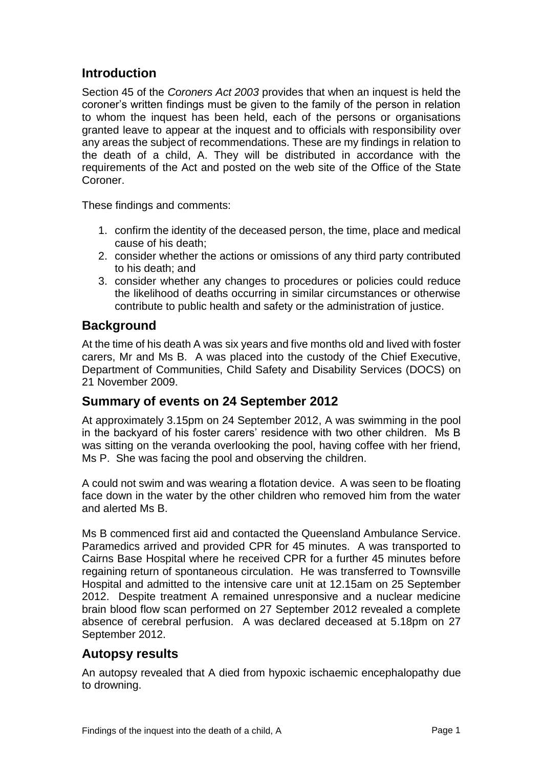## Introduction

Section 45 of the *Coroners Act 2003* provides that when an inquest is held the coroner's written findings must be given to the family of the person in relation to whom the inquest has been held, each of the persons or organisations granted leave to appear at the inquest and to officials with responsibility over any areas the subject of recommendations. These are my findings in relation to the death of a child, A. They will be distributed in accordance with the requirements of the Act and posted on the web site of the Office of the State Coroner.

These findings and comments:

1. confirm the identity of the deceased person, the time, place and medical cause of his death;
2. consider whether the actions or omissions of any third party contributed to his death; and
3. consider whether any changes to procedures or policies could reduce the likelihood of deaths occurring in similar circumstances or otherwise contribute to public health and safety or the administration of justice.

## Background

At the time of his death A was six years and five months old and lived with foster carers, Mr and Ms B. A was placed into the custody of the Chief Executive, Department of Communities, Child Safety and Disability Services (DOCS) on 21 November 2009.

## Summary of events on 24 September 2012

At approximately 3.15pm on 24 September 2012, A was swimming in the pool in the backyard of his foster carers' residence with two other children. Ms B was sitting on the veranda overlooking the pool, having coffee with her friend, Ms P. She was facing the pool and observing the children.

A could not swim and was wearing a flotation device. A was seen to be floating face down in the water by the other children who removed him from the water and alerted Ms B.

Ms B commenced first aid and contacted the Queensland Ambulance Service. Paramedics arrived and provided CPR for 45 minutes. A was transported to Cairns Base Hospital where he received CPR for a further 45 minutes before regaining return of spontaneous circulation. He was transferred to Townsville Hospital and admitted to the intensive care unit at 12.15am on 25 September 2012. Despite treatment A remained unresponsive and a nuclear medicine brain blood flow scan performed on 27 September 2012 revealed a complete absence of cerebral perfusion. A was declared deceased at 5.18pm on 27 September 2012.

## Autopsy results

An autopsy revealed that A died from hypoxic ischaemic encephalopathy due to drowning.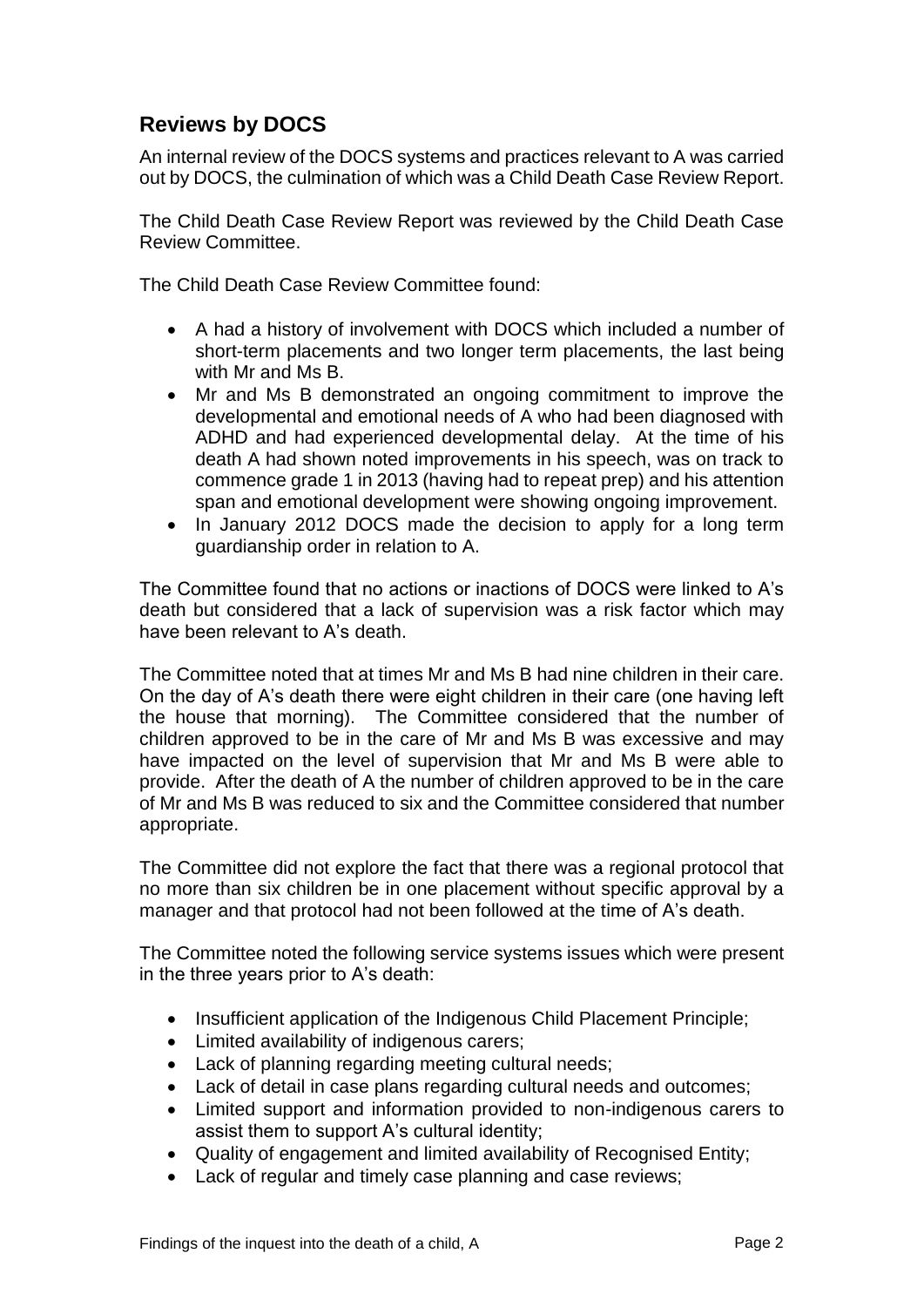## Reviews by DOCS

An internal review of the DOCS systems and practices relevant to A was carried out by DOCS, the culmination of which was a Child Death Case Review Report.

The Child Death Case Review Report was reviewed by the Child Death Case Review Committee.

The Child Death Case Review Committee found:

- A had a history of involvement with DOCS which included a number of short-term placements and two longer term placements, the last being with Mr and Ms B.
- Mr and Ms B demonstrated an ongoing commitment to improve the developmental and emotional needs of A who had been diagnosed with ADHD and had experienced developmental delay. At the time of his death A had shown noted improvements in his speech, was on track to commence grade 1 in 2013 (having had to repeat prep) and his attention span and emotional development were showing ongoing improvement.
- In January 2012 DOCS made the decision to apply for a long term guardianship order in relation to A.

The Committee found that no actions or inactions of DOCS were linked to A's death but considered that a lack of supervision was a risk factor which may have been relevant to A's death.

The Committee noted that at times Mr and Ms B had nine children in their care. On the day of A's death there were eight children in their care (one having left the house that morning). The Committee considered that the number of children approved to be in the care of Mr and Ms B was excessive and may have impacted on the level of supervision that Mr and Ms B were able to provide. After the death of A the number of children approved to be in the care of Mr and Ms B was reduced to six and the Committee considered that number appropriate.

The Committee did not explore the fact that there was a regional protocol that no more than six children be in one placement without specific approval by a manager and that protocol had not been followed at the time of A's death.

The Committee noted the following service systems issues which were present in the three years prior to A's death:

- Insufficient application of the Indigenous Child Placement Principle;
- Limited availability of indigenous carers;
- Lack of planning regarding meeting cultural needs;
- Lack of detail in case plans regarding cultural needs and outcomes;
- Limited support and information provided to non-indigenous carers to assist them to support A's cultural identity;
- Quality of engagement and limited availability of Recognised Entity;
- Lack of regular and timely case planning and case reviews;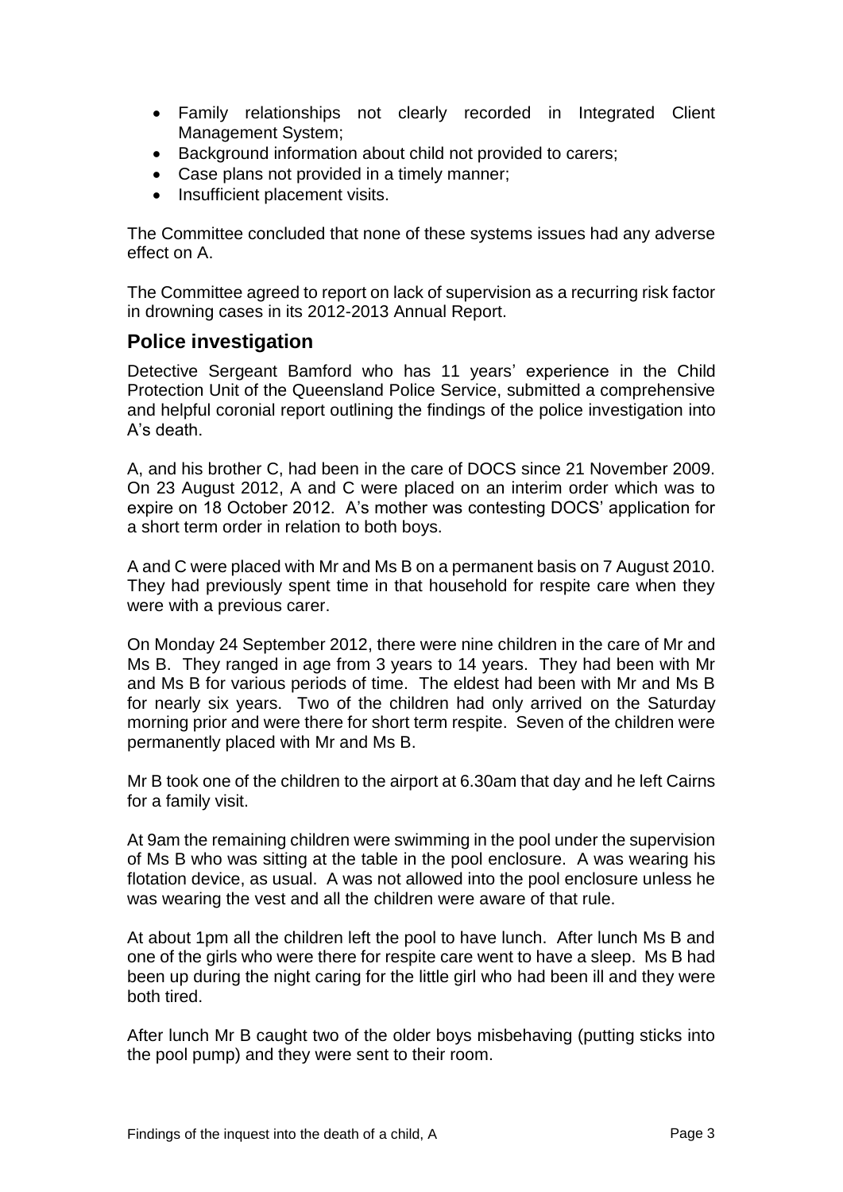- Family relationships not clearly recorded in Integrated Client Management System;
- Background information about child not provided to carers;
- Case plans not provided in a timely manner;
- Insufficient placement visits.

The Committee concluded that none of these systems issues had any adverse effect on A.

The Committee agreed to report on lack of supervision as a recurring risk factor in drowning cases in its 2012-2013 Annual Report.

## Police investigation

Detective Sergeant Bamford who has 11 years' experience in the Child Protection Unit of the Queensland Police Service, submitted a comprehensive and helpful coronial report outlining the findings of the police investigation into A's death.

A, and his brother C, had been in the care of DOCS since 21 November 2009. On 23 August 2012, A and C were placed on an interim order which was to expire on 18 October 2012. A's mother was contesting DOCS' application for a short term order in relation to both boys.

A and C were placed with Mr and Ms B on a permanent basis on 7 August 2010. They had previously spent time in that household for respite care when they were with a previous carer.

On Monday 24 September 2012, there were nine children in the care of Mr and Ms B. They ranged in age from 3 years to 14 years. They had been with Mr and Ms B for various periods of time. The eldest had been with Mr and Ms B for nearly six years. Two of the children had only arrived on the Saturday morning prior and were there for short term respite. Seven of the children were permanently placed with Mr and Ms B.

Mr B took one of the children to the airport at 6.30am that day and he left Cairns for a family visit.

At 9am the remaining children were swimming in the pool under the supervision of Ms B who was sitting at the table in the pool enclosure. A was wearing his flotation device, as usual. A was not allowed into the pool enclosure unless he was wearing the vest and all the children were aware of that rule.

At about 1pm all the children left the pool to have lunch. After lunch Ms B and one of the girls who were there for respite care went to have a sleep. Ms B had been up during the night caring for the little girl who had been ill and they were both tired.

After lunch Mr B caught two of the older boys misbehaving (putting sticks into the pool pump) and they were sent to their room.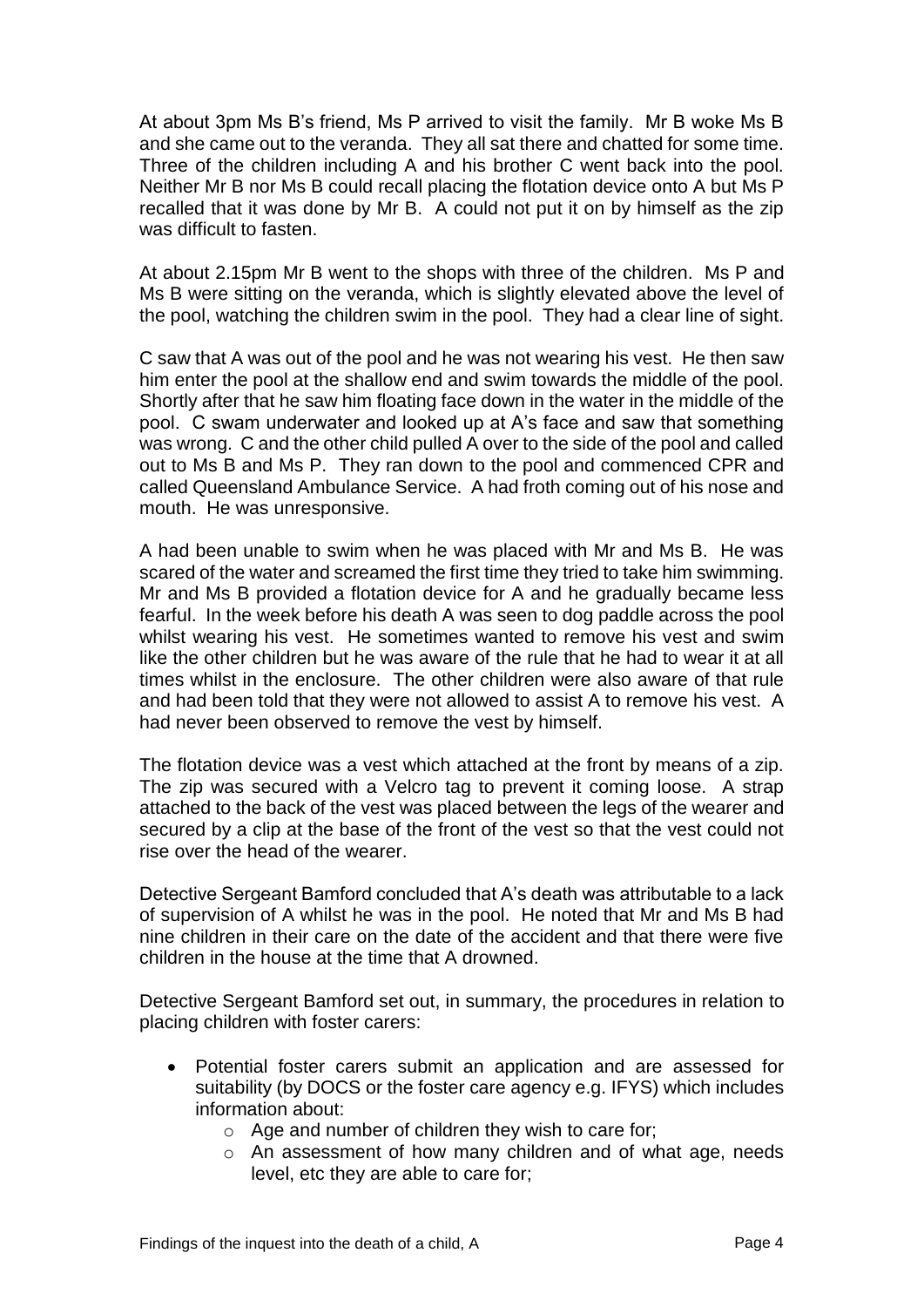At about 3pm Ms B's friend, Ms P arrived to visit the family. Mr B woke Ms B and she came out to the veranda. They all sat there and chatted for some time. Three of the children including A and his brother C went back into the pool. Neither Mr B nor Ms B could recall placing the flotation device onto A but Ms P recalled that it was done by Mr B. A could not put it on by himself as the zip was difficult to fasten.

At about 2.15pm Mr B went to the shops with three of the children. Ms P and Ms B were sitting on the veranda, which is slightly elevated above the level of the pool, watching the children swim in the pool. They had a clear line of sight.

C saw that A was out of the pool and he was not wearing his vest. He then saw him enter the pool at the shallow end and swim towards the middle of the pool. Shortly after that he saw him floating face down in the water in the middle of the pool. C swam underwater and looked up at A's face and saw that something was wrong. C and the other child pulled A over to the side of the pool and called out to Ms B and Ms P. They ran down to the pool and commenced CPR and called Queensland Ambulance Service. A had froth coming out of his nose and mouth. He was unresponsive.

A had been unable to swim when he was placed with Mr and Ms B. He was scared of the water and screamed the first time they tried to take him swimming. Mr and Ms B provided a flotation device for A and he gradually became less fearful. In the week before his death A was seen to dog paddle across the pool whilst wearing his vest. He sometimes wanted to remove his vest and swim like the other children but he was aware of the rule that he had to wear it at all times whilst in the enclosure. The other children were also aware of that rule and had been told that they were not allowed to assist A to remove his vest. A had never been observed to remove the vest by himself.

The flotation device was a vest which attached at the front by means of a zip. The zip was secured with a Velcro tag to prevent it coming loose. A strap attached to the back of the vest was placed between the legs of the wearer and secured by a clip at the base of the front of the vest so that the vest could not rise over the head of the wearer.

Detective Sergeant Bamford concluded that A's death was attributable to a lack of supervision of A whilst he was in the pool. He noted that Mr and Ms B had nine children in their care on the date of the accident and that there were five children in the house at the time that A drowned.

Detective Sergeant Bamford set out, in summary, the procedures in relation to placing children with foster carers:

- Potential foster carers submit an application and are assessed for suitability (by DOCS or the foster care agency e.g. IFYS) which includes information about:
  - Age and number of children they wish to care for;
  - An assessment of how many children and of what age, needs level, etc they are able to care for;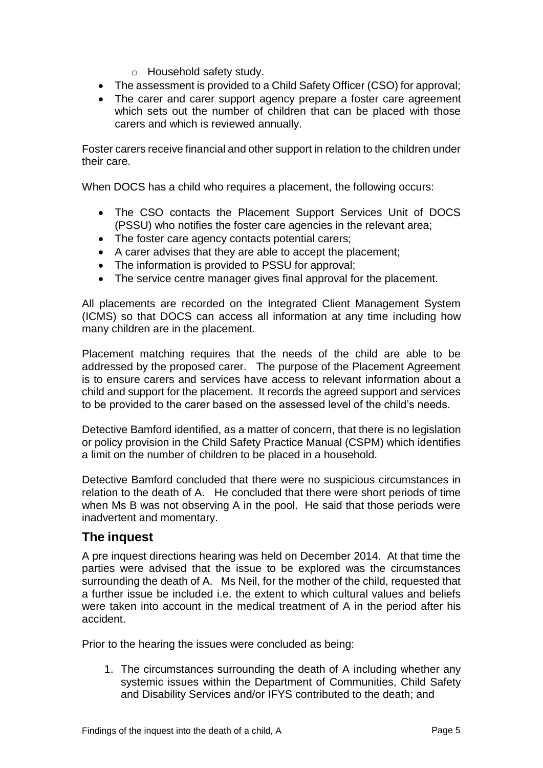- Household safety study.
- The assessment is provided to a Child Safety Officer (CSO) for approval;
- The carer and carer support agency prepare a foster care agreement which sets out the number of children that can be placed with those carers and which is reviewed annually.

Foster carers receive financial and other support in relation to the children under their care.

When DOCS has a child who requires a placement, the following occurs:

- The CSO contacts the Placement Support Services Unit of DOCS (PSSU) who notifies the foster care agencies in the relevant area;
- The foster care agency contacts potential carers;
- A carer advises that they are able to accept the placement;
- The information is provided to PSSU for approval;
- The service centre manager gives final approval for the placement.

All placements are recorded on the Integrated Client Management System (ICMS) so that DOCS can access all information at any time including how many children are in the placement.

Placement matching requires that the needs of the child are able to be addressed by the proposed carer. The purpose of the Placement Agreement is to ensure carers and services have access to relevant information about a child and support for the placement. It records the agreed support and services to be provided to the carer based on the assessed level of the child's needs.

Detective Bamford identified, as a matter of concern, that there is no legislation or policy provision in the Child Safety Practice Manual (CSPM) which identifies a limit on the number of children to be placed in a household.

Detective Bamford concluded that there were no suspicious circumstances in relation to the death of A. He concluded that there were short periods of time when Ms B was not observing A in the pool. He said that those periods were inadvertent and momentary.

## The inquest

A pre inquest directions hearing was held on December 2014. At that time the parties were advised that the issue to be explored was the circumstances surrounding the death of A. Ms Neil, for the mother of the child, requested that a further issue be included i.e. the extent to which cultural values and beliefs were taken into account in the medical treatment of A in the period after his accident.

Prior to the hearing the issues were concluded as being:

1. The circumstances surrounding the death of A including whether any systemic issues within the Department of Communities, Child Safety and Disability Services and/or IFYS contributed to the death; and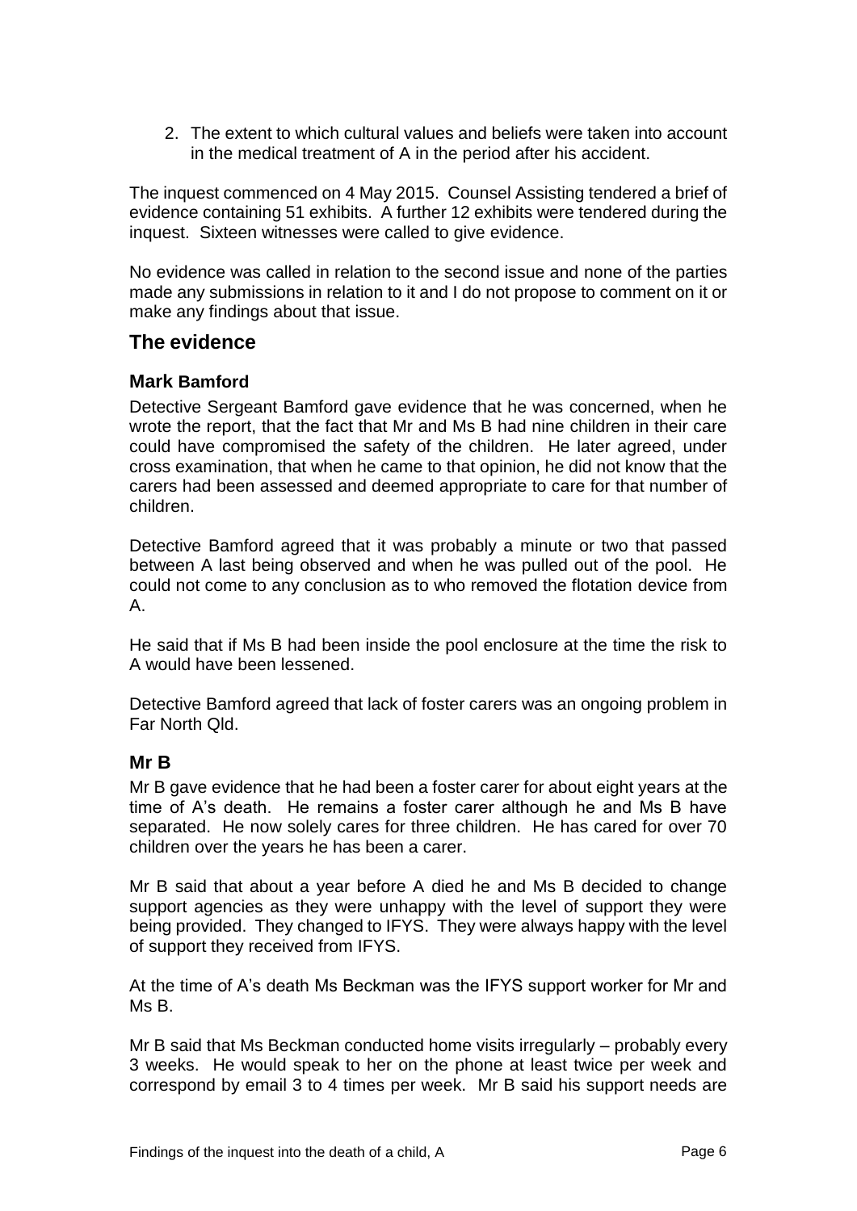2. The extent to which cultural values and beliefs were taken into account in the medical treatment of A in the period after his accident.

The inquest commenced on 4 May 2015. Counsel Assisting tendered a brief of evidence containing 51 exhibits. A further 12 exhibits were tendered during the inquest. Sixteen witnesses were called to give evidence.

No evidence was called in relation to the second issue and none of the parties made any submissions in relation to it and I do not propose to comment on it or make any findings about that issue.

## The evidence

### Mark Bamford

Detective Sergeant Bamford gave evidence that he was concerned, when he wrote the report, that the fact that Mr and Ms B had nine children in their care could have compromised the safety of the children. He later agreed, under cross examination, that when he came to that opinion, he did not know that the carers had been assessed and deemed appropriate to care for that number of children.

Detective Bamford agreed that it was probably a minute or two that passed between A last being observed and when he was pulled out of the pool. He could not come to any conclusion as to who removed the flotation device from A.

He said that if Ms B had been inside the pool enclosure at the time the risk to A would have been lessened.

Detective Bamford agreed that lack of foster carers was an ongoing problem in Far North Qld.

### Mr B

Mr B gave evidence that he had been a foster carer for about eight years at the time of A's death. He remains a foster carer although he and Ms B have separated. He now solely cares for three children. He has cared for over 70 children over the years he has been a carer.

Mr B said that about a year before A died he and Ms B decided to change support agencies as they were unhappy with the level of support they were being provided. They changed to IFYS. They were always happy with the level of support they received from IFYS.

At the time of A's death Ms Beckman was the IFYS support worker for Mr and Ms B.

Mr B said that Ms Beckman conducted home visits irregularly – probably every 3 weeks. He would speak to her on the phone at least twice per week and correspond by email 3 to 4 times per week. Mr B said his support needs are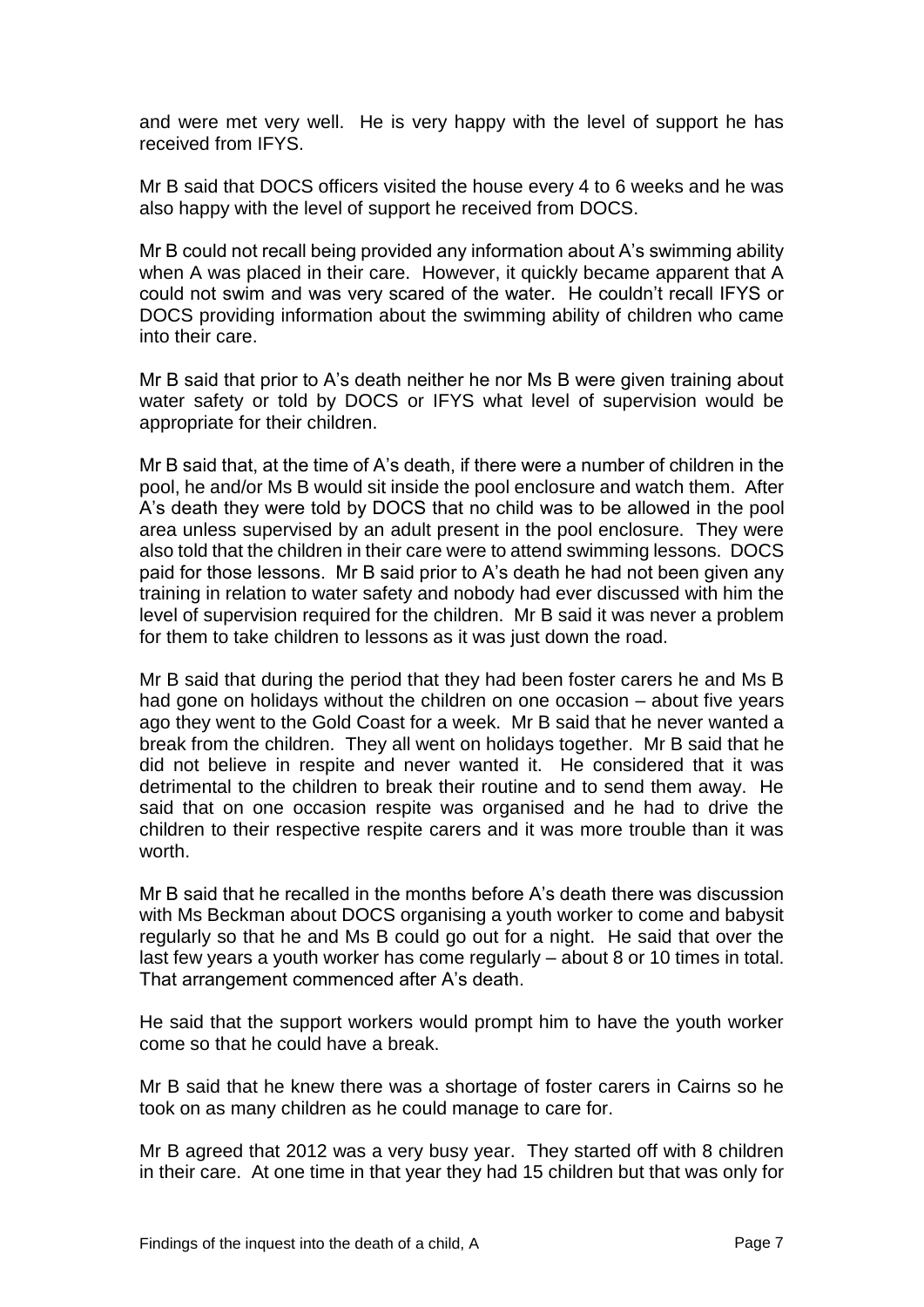and were met very well. He is very happy with the level of support he has received from IFYS.

Mr B said that DOCS officers visited the house every 4 to 6 weeks and he was also happy with the level of support he received from DOCS.

Mr B could not recall being provided any information about A's swimming ability when A was placed in their care. However, it quickly became apparent that A could not swim and was very scared of the water. He couldn't recall IFYS or DOCS providing information about the swimming ability of children who came into their care.

Mr B said that prior to A's death neither he nor Ms B were given training about water safety or told by DOCS or IFYS what level of supervision would be appropriate for their children.

Mr B said that, at the time of A's death, if there were a number of children in the pool, he and/or Ms B would sit inside the pool enclosure and watch them. After A's death they were told by DOCS that no child was to be allowed in the pool area unless supervised by an adult present in the pool enclosure. They were also told that the children in their care were to attend swimming lessons. DOCS paid for those lessons. Mr B said prior to A's death he had not been given any training in relation to water safety and nobody had ever discussed with him the level of supervision required for the children. Mr B said it was never a problem for them to take children to lessons as it was just down the road.

Mr B said that during the period that they had been foster carers he and Ms B had gone on holidays without the children on one occasion – about five years ago they went to the Gold Coast for a week. Mr B said that he never wanted a break from the children. They all went on holidays together. Mr B said that he did not believe in respite and never wanted it. He considered that it was detrimental to the children to break their routine and to send them away. He said that on one occasion respite was organised and he had to drive the children to their respective respite carers and it was more trouble than it was worth.

Mr B said that he recalled in the months before A's death there was discussion with Ms Beckman about DOCS organising a youth worker to come and babysit regularly so that he and Ms B could go out for a night. He said that over the last few years a youth worker has come regularly – about 8 or 10 times in total. That arrangement commenced after A's death.

He said that the support workers would prompt him to have the youth worker come so that he could have a break.

Mr B said that he knew there was a shortage of foster carers in Cairns so he took on as many children as he could manage to care for.

Mr B agreed that 2012 was a very busy year. They started off with 8 children in their care. At one time in that year they had 15 children but that was only for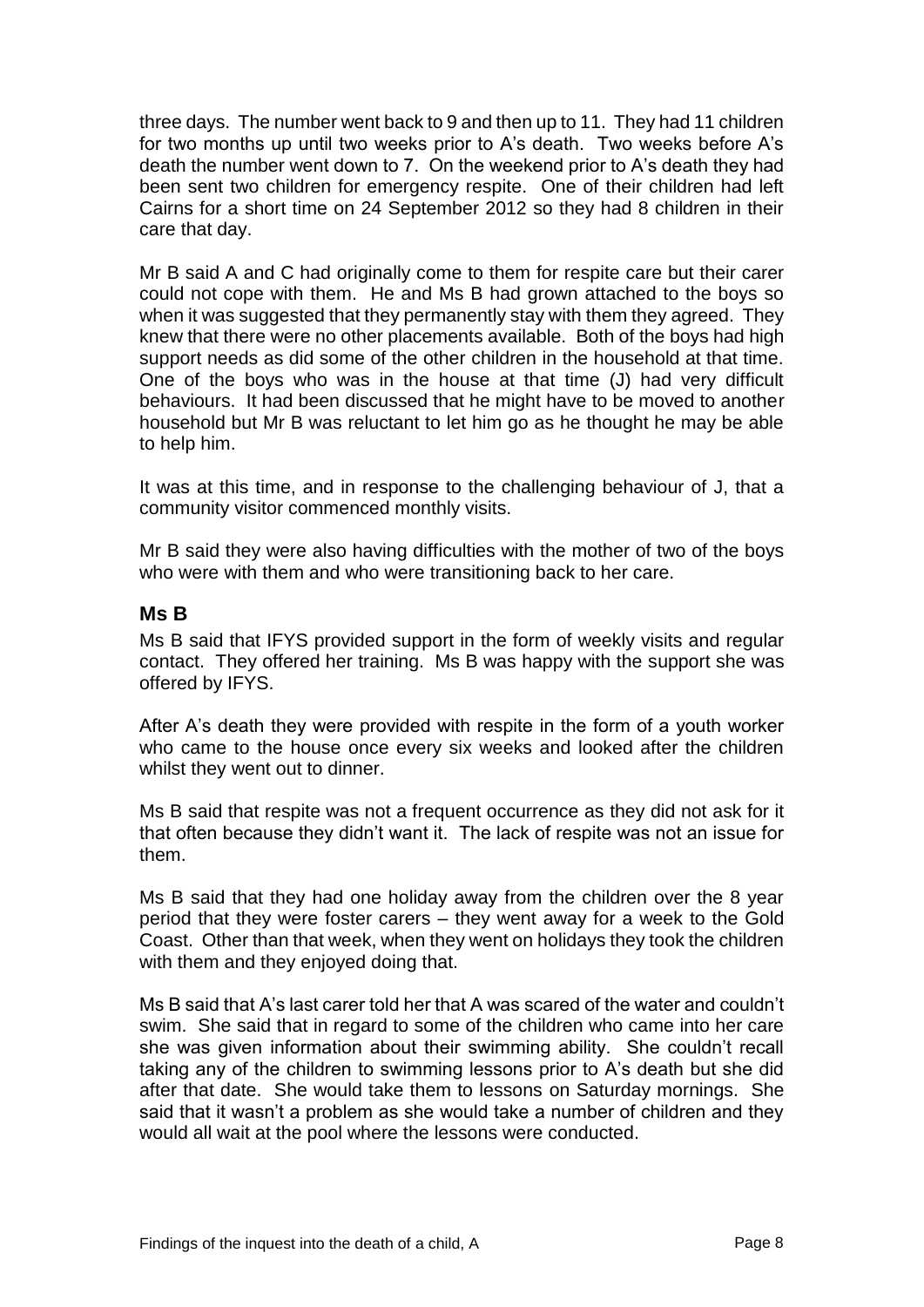three days. The number went back to 9 and then up to 11. They had 11 children for two months up until two weeks prior to A's death. Two weeks before A's death the number went down to 7. On the weekend prior to A's death they had been sent two children for emergency respite. One of their children had left Cairns for a short time on 24 September 2012 so they had 8 children in their care that day.

Mr B said A and C had originally come to them for respite care but their carer could not cope with them. He and Ms B had grown attached to the boys so when it was suggested that they permanently stay with them they agreed. They knew that there were no other placements available. Both of the boys had high support needs as did some of the other children in the household at that time. One of the boys who was in the house at that time (J) had very difficult behaviours. It had been discussed that he might have to be moved to another household but Mr B was reluctant to let him go as he thought he may be able to help him.

It was at this time, and in response to the challenging behaviour of J, that a community visitor commenced monthly visits.

Mr B said they were also having difficulties with the mother of two of the boys who were with them and who were transitioning back to her care.

## Ms B

Ms B said that IFYS provided support in the form of weekly visits and regular contact. They offered her training. Ms B was happy with the support she was offered by IFYS.

After A's death they were provided with respite in the form of a youth worker who came to the house once every six weeks and looked after the children whilst they went out to dinner.

Ms B said that respite was not a frequent occurrence as they did not ask for it that often because they didn't want it. The lack of respite was not an issue for them.

Ms B said that they had one holiday away from the children over the 8 year period that they were foster carers – they went away for a week to the Gold Coast. Other than that week, when they went on holidays they took the children with them and they enjoyed doing that.

Ms B said that A's last carer told her that A was scared of the water and couldn't swim. She said that in regard to some of the children who came into her care she was given information about their swimming ability. She couldn't recall taking any of the children to swimming lessons prior to A's death but she did after that date. She would take them to lessons on Saturday mornings. She said that it wasn't a problem as she would take a number of children and they would all wait at the pool where the lessons were conducted.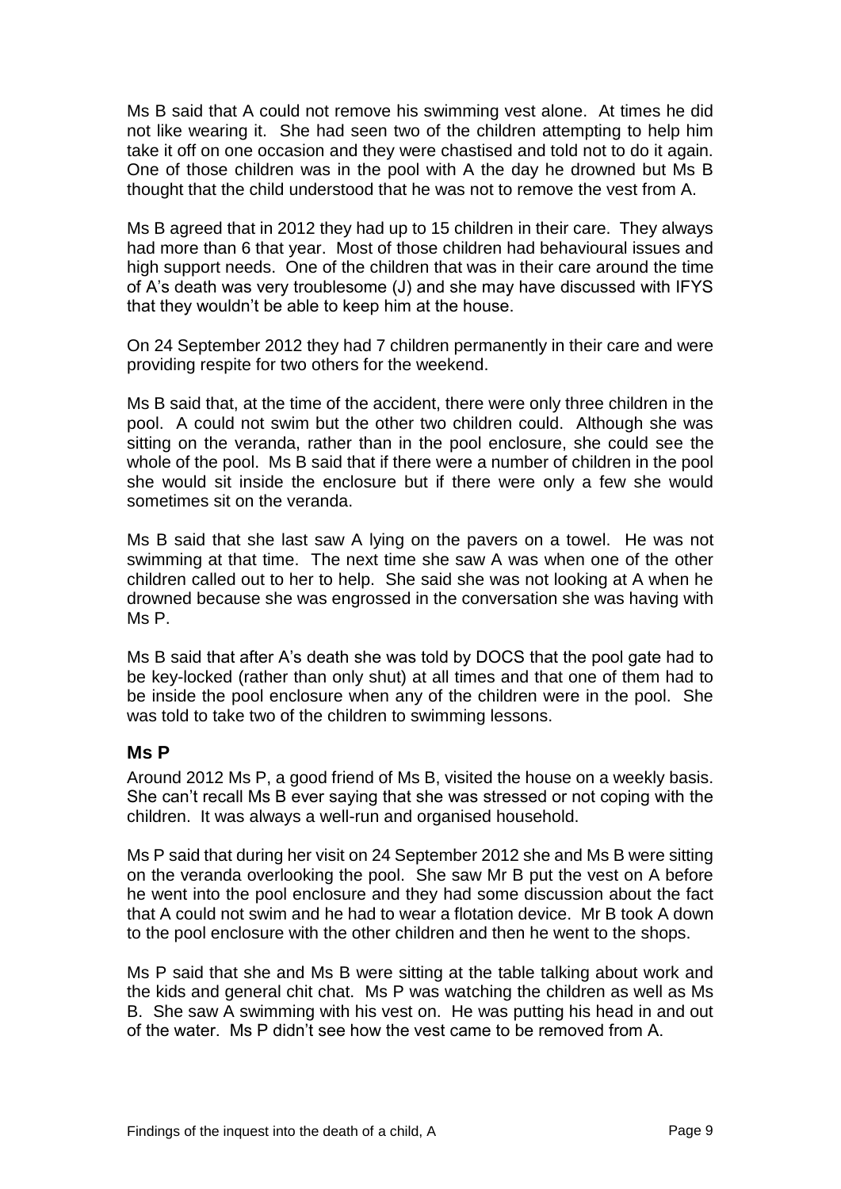Ms B said that A could not remove his swimming vest alone. At times he did not like wearing it. She had seen two of the children attempting to help him take it off on one occasion and they were chastised and told not to do it again. One of those children was in the pool with A the day he drowned but Ms B thought that the child understood that he was not to remove the vest from A.

Ms B agreed that in 2012 they had up to 15 children in their care. They always had more than 6 that year. Most of those children had behavioural issues and high support needs. One of the children that was in their care around the time of A's death was very troublesome (J) and she may have discussed with IFYS that they wouldn't be able to keep him at the house.

On 24 September 2012 they had 7 children permanently in their care and were providing respite for two others for the weekend.

Ms B said that, at the time of the accident, there were only three children in the pool. A could not swim but the other two children could. Although she was sitting on the veranda, rather than in the pool enclosure, she could see the whole of the pool. Ms B said that if there were a number of children in the pool she would sit inside the enclosure but if there were only a few she would sometimes sit on the veranda.

Ms B said that she last saw A lying on the pavers on a towel. He was not swimming at that time. The next time she saw A was when one of the other children called out to her to help. She said she was not looking at A when he drowned because she was engrossed in the conversation she was having with Ms P.

Ms B said that after A's death she was told by DOCS that the pool gate had to be key-locked (rather than only shut) at all times and that one of them had to be inside the pool enclosure when any of the children were in the pool. She was told to take two of the children to swimming lessons.

## Ms P

Around 2012 Ms P, a good friend of Ms B, visited the house on a weekly basis. She can't recall Ms B ever saying that she was stressed or not coping with the children. It was always a well-run and organised household.

Ms P said that during her visit on 24 September 2012 she and Ms B were sitting on the veranda overlooking the pool. She saw Mr B put the vest on A before he went into the pool enclosure and they had some discussion about the fact that A could not swim and he had to wear a flotation device. Mr B took A down to the pool enclosure with the other children and then he went to the shops.

Ms P said that she and Ms B were sitting at the table talking about work and the kids and general chit chat. Ms P was watching the children as well as Ms B. She saw A swimming with his vest on. He was putting his head in and out of the water. Ms P didn't see how the vest came to be removed from A.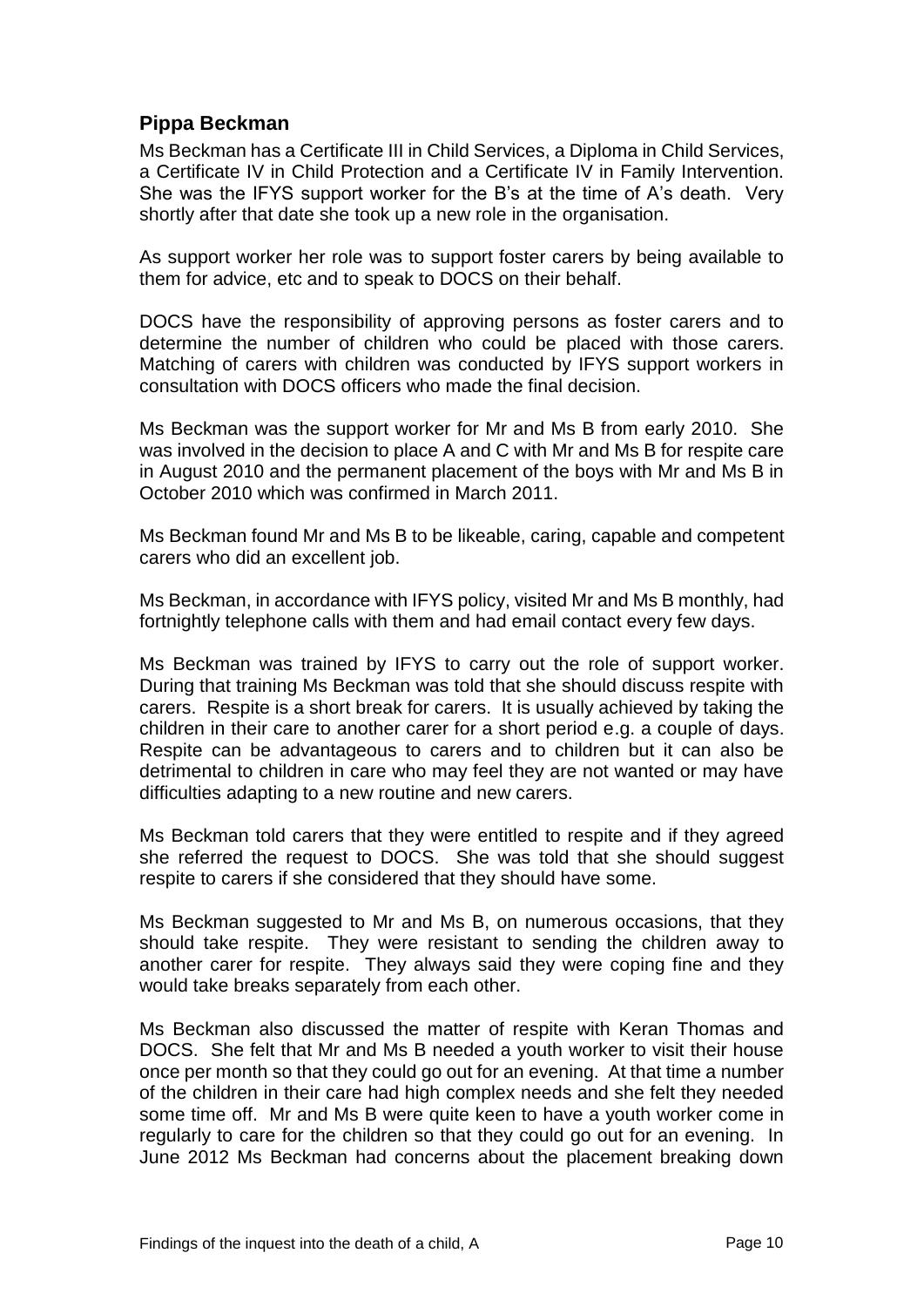## Pippa Beckman

Ms Beckman has a Certificate III in Child Services, a Diploma in Child Services, a Certificate IV in Child Protection and a Certificate IV in Family Intervention. She was the IFYS support worker for the B's at the time of A's death. Very shortly after that date she took up a new role in the organisation.

As support worker her role was to support foster carers by being available to them for advice, etc and to speak to DOCS on their behalf.

DOCS have the responsibility of approving persons as foster carers and to determine the number of children who could be placed with those carers. Matching of carers with children was conducted by IFYS support workers in consultation with DOCS officers who made the final decision.

Ms Beckman was the support worker for Mr and Ms B from early 2010. She was involved in the decision to place A and C with Mr and Ms B for respite care in August 2010 and the permanent placement of the boys with Mr and Ms B in October 2010 which was confirmed in March 2011.

Ms Beckman found Mr and Ms B to be likeable, caring, capable and competent carers who did an excellent job.

Ms Beckman, in accordance with IFYS policy, visited Mr and Ms B monthly, had fortnightly telephone calls with them and had email contact every few days.

Ms Beckman was trained by IFYS to carry out the role of support worker. During that training Ms Beckman was told that she should discuss respite with carers. Respite is a short break for carers. It is usually achieved by taking the children in their care to another carer for a short period e.g. a couple of days. Respite can be advantageous to carers and to children but it can also be detrimental to children in care who may feel they are not wanted or may have difficulties adapting to a new routine and new carers.

Ms Beckman told carers that they were entitled to respite and if they agreed she referred the request to DOCS. She was told that she should suggest respite to carers if she considered that they should have some.

Ms Beckman suggested to Mr and Ms B, on numerous occasions, that they should take respite. They were resistant to sending the children away to another carer for respite. They always said they were coping fine and they would take breaks separately from each other.

Ms Beckman also discussed the matter of respite with Keran Thomas and DOCS. She felt that Mr and Ms B needed a youth worker to visit their house once per month so that they could go out for an evening. At that time a number of the children in their care had high complex needs and she felt they needed some time off. Mr and Ms B were quite keen to have a youth worker come in regularly to care for the children so that they could go out for an evening. In June 2012 Ms Beckman had concerns about the placement breaking down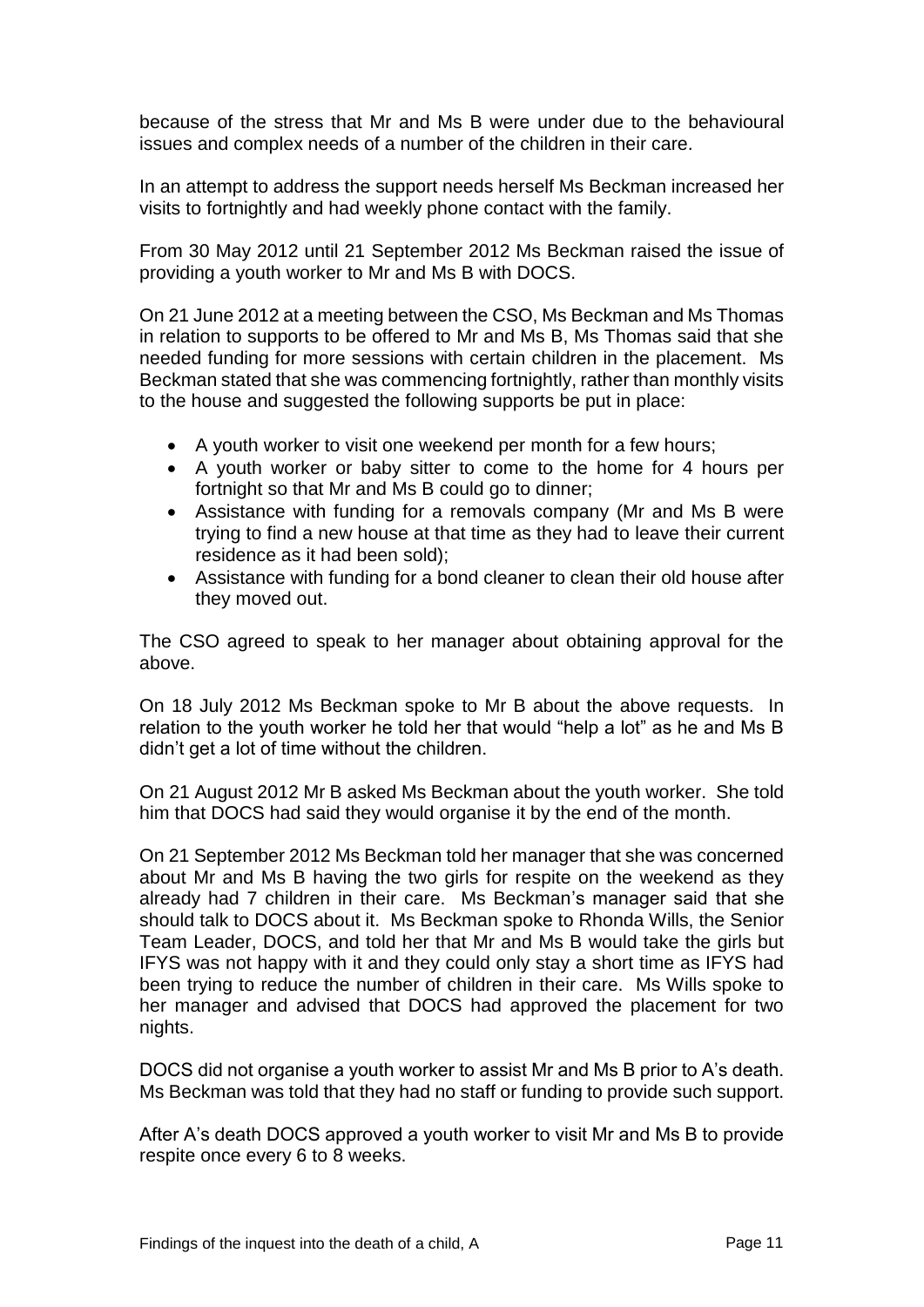because of the stress that Mr and Ms B were under due to the behavioural issues and complex needs of a number of the children in their care.

In an attempt to address the support needs herself Ms Beckman increased her visits to fortnightly and had weekly phone contact with the family.

From 30 May 2012 until 21 September 2012 Ms Beckman raised the issue of providing a youth worker to Mr and Ms B with DOCS.

On 21 June 2012 at a meeting between the CSO, Ms Beckman and Ms Thomas in relation to supports to be offered to Mr and Ms B, Ms Thomas said that she needed funding for more sessions with certain children in the placement. Ms Beckman stated that she was commencing fortnightly, rather than monthly visits to the house and suggested the following supports be put in place:

- A youth worker to visit one weekend per month for a few hours;
- A youth worker or baby sitter to come to the home for 4 hours per fortnight so that Mr and Ms B could go to dinner;
- Assistance with funding for a removals company (Mr and Ms B were trying to find a new house at that time as they had to leave their current residence as it had been sold);
- Assistance with funding for a bond cleaner to clean their old house after they moved out.

The CSO agreed to speak to her manager about obtaining approval for the above.

On 18 July 2012 Ms Beckman spoke to Mr B about the above requests. In relation to the youth worker he told her that would "help a lot" as he and Ms B didn't get a lot of time without the children.

On 21 August 2012 Mr B asked Ms Beckman about the youth worker. She told him that DOCS had said they would organise it by the end of the month.

On 21 September 2012 Ms Beckman told her manager that she was concerned about Mr and Ms B having the two girls for respite on the weekend as they already had 7 children in their care. Ms Beckman's manager said that she should talk to DOCS about it. Ms Beckman spoke to Rhonda Wills, the Senior Team Leader, DOCS, and told her that Mr and Ms B would take the girls but IFYS was not happy with it and they could only stay a short time as IFYS had been trying to reduce the number of children in their care. Ms Wills spoke to her manager and advised that DOCS had approved the placement for two nights.

DOCS did not organise a youth worker to assist Mr and Ms B prior to A's death. Ms Beckman was told that they had no staff or funding to provide such support.

After A's death DOCS approved a youth worker to visit Mr and Ms B to provide respite once every 6 to 8 weeks.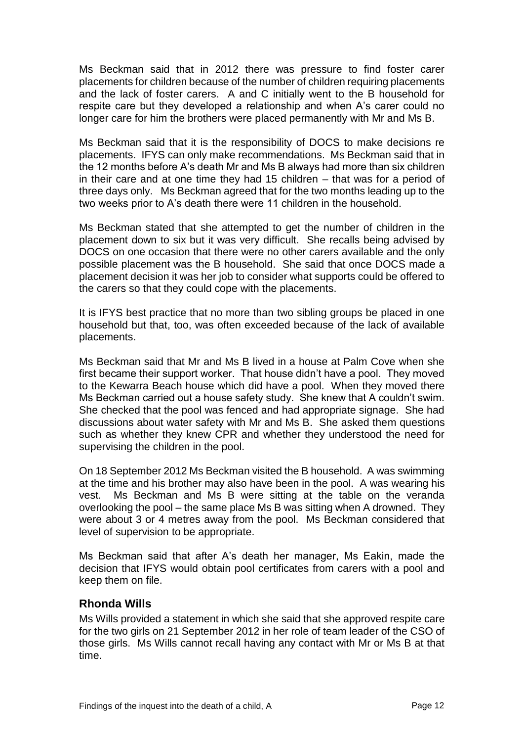Ms Beckman said that in 2012 there was pressure to find foster carer placements for children because of the number of children requiring placements and the lack of foster carers. A and C initially went to the B household for respite care but they developed a relationship and when A's carer could no longer care for him the brothers were placed permanently with Mr and Ms B.

Ms Beckman said that it is the responsibility of DOCS to make decisions re placements. IFYS can only make recommendations. Ms Beckman said that in the 12 months before A's death Mr and Ms B always had more than six children in their care and at one time they had 15 children – that was for a period of three days only. Ms Beckman agreed that for the two months leading up to the two weeks prior to A's death there were 11 children in the household.

Ms Beckman stated that she attempted to get the number of children in the placement down to six but it was very difficult. She recalls being advised by DOCS on one occasion that there were no other carers available and the only possible placement was the B household. She said that once DOCS made a placement decision it was her job to consider what supports could be offered to the carers so that they could cope with the placements.

It is IFYS best practice that no more than two sibling groups be placed in one household but that, too, was often exceeded because of the lack of available placements.

Ms Beckman said that Mr and Ms B lived in a house at Palm Cove when she first became their support worker. That house didn't have a pool. They moved to the Kewarra Beach house which did have a pool. When they moved there Ms Beckman carried out a house safety study. She knew that A couldn't swim. She checked that the pool was fenced and had appropriate signage. She had discussions about water safety with Mr and Ms B. She asked them questions such as whether they knew CPR and whether they understood the need for supervising the children in the pool.

On 18 September 2012 Ms Beckman visited the B household. A was swimming at the time and his brother may also have been in the pool. A was wearing his vest. Ms Beckman and Ms B were sitting at the table on the veranda overlooking the pool – the same place Ms B was sitting when A drowned. They were about 3 or 4 metres away from the pool. Ms Beckman considered that level of supervision to be appropriate.

Ms Beckman said that after A's death her manager, Ms Eakin, made the decision that IFYS would obtain pool certificates from carers with a pool and keep them on file.

### Rhonda Wills

Ms Wills provided a statement in which she said that she approved respite care for the two girls on 21 September 2012 in her role of team leader of the CSO of those girls. Ms Wills cannot recall having any contact with Mr or Ms B at that time.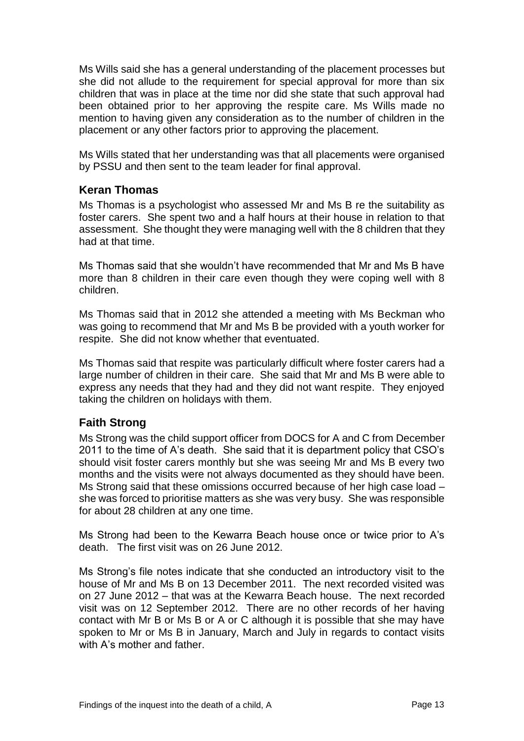Ms Wills said she has a general understanding of the placement processes but she did not allude to the requirement for special approval for more than six children that was in place at the time nor did she state that such approval had been obtained prior to her approving the respite care. Ms Wills made no mention to having given any consideration as to the number of children in the placement or any other factors prior to approving the placement.

Ms Wills stated that her understanding was that all placements were organised by PSSU and then sent to the team leader for final approval.

## Keran Thomas

Ms Thomas is a psychologist who assessed Mr and Ms B re the suitability as foster carers. She spent two and a half hours at their house in relation to that assessment. She thought they were managing well with the 8 children that they had at that time.

Ms Thomas said that she wouldn't have recommended that Mr and Ms B have more than 8 children in their care even though they were coping well with 8 children.

Ms Thomas said that in 2012 she attended a meeting with Ms Beckman who was going to recommend that Mr and Ms B be provided with a youth worker for respite. She did not know whether that eventuated.

Ms Thomas said that respite was particularly difficult where foster carers had a large number of children in their care. She said that Mr and Ms B were able to express any needs that they had and they did not want respite. They enjoyed taking the children on holidays with them.

## Faith Strong

Ms Strong was the child support officer from DOCS for A and C from December 2011 to the time of A's death. She said that it is department policy that CSO's should visit foster carers monthly but she was seeing Mr and Ms B every two months and the visits were not always documented as they should have been. Ms Strong said that these omissions occurred because of her high case load – she was forced to prioritise matters as she was very busy. She was responsible for about 28 children at any one time.

Ms Strong had been to the Kewarra Beach house once or twice prior to A's death. The first visit was on 26 June 2012.

Ms Strong's file notes indicate that she conducted an introductory visit to the house of Mr and Ms B on 13 December 2011. The next recorded visited was on 27 June 2012 – that was at the Kewarra Beach house. The next recorded visit was on 12 September 2012. There are no other records of her having contact with Mr B or Ms B or A or C although it is possible that she may have spoken to Mr or Ms B in January, March and July in regards to contact visits with A's mother and father.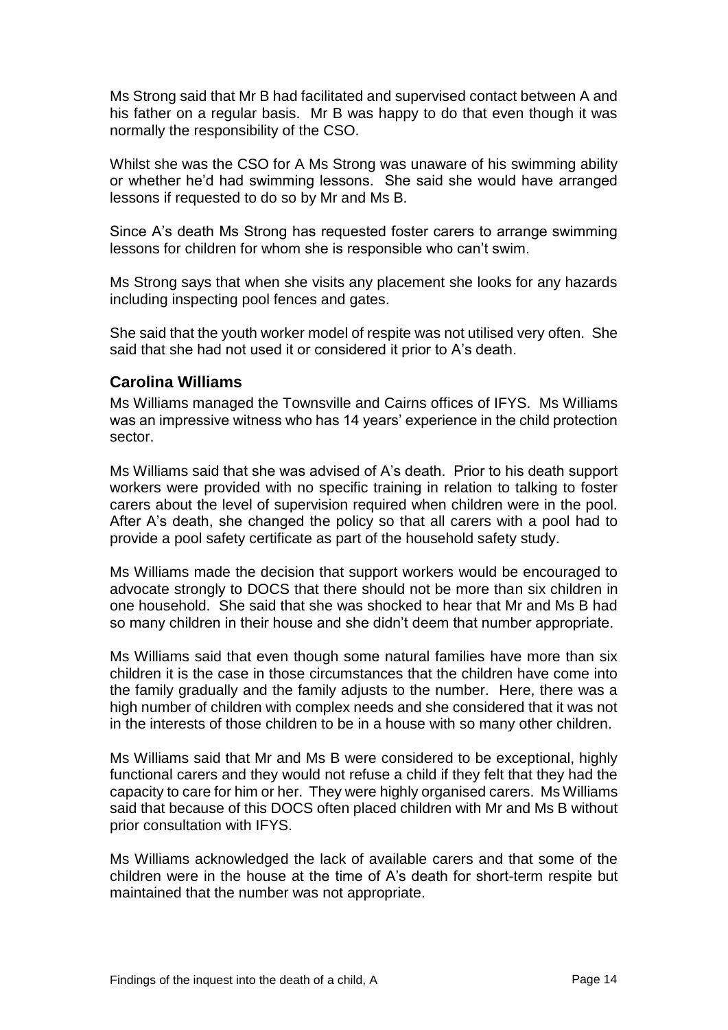Ms Strong said that Mr B had facilitated and supervised contact between A and his father on a regular basis. Mr B was happy to do that even though it was normally the responsibility of the CSO.

Whilst she was the CSO for A Ms Strong was unaware of his swimming ability or whether he'd had swimming lessons. She said she would have arranged lessons if requested to do so by Mr and Ms B.

Since A's death Ms Strong has requested foster carers to arrange swimming lessons for children for whom she is responsible who can't swim.

Ms Strong says that when she visits any placement she looks for any hazards including inspecting pool fences and gates.

She said that the youth worker model of respite was not utilised very often. She said that she had not used it or considered it prior to A's death.

### Carolina Williams

Ms Williams managed the Townsville and Cairns offices of IFYS. Ms Williams was an impressive witness who has 14 years' experience in the child protection sector.

Ms Williams said that she was advised of A's death. Prior to his death support workers were provided with no specific training in relation to talking to foster carers about the level of supervision required when children were in the pool. After A's death, she changed the policy so that all carers with a pool had to provide a pool safety certificate as part of the household safety study.

Ms Williams made the decision that support workers would be encouraged to advocate strongly to DOCS that there should not be more than six children in one household. She said that she was shocked to hear that Mr and Ms B had so many children in their house and she didn't deem that number appropriate.

Ms Williams said that even though some natural families have more than six children it is the case in those circumstances that the children have come into the family gradually and the family adjusts to the number. Here, there was a high number of children with complex needs and she considered that it was not in the interests of those children to be in a house with so many other children.

Ms Williams said that Mr and Ms B were considered to be exceptional, highly functional carers and they would not refuse a child if they felt that they had the capacity to care for him or her. They were highly organised carers. Ms Williams said that because of this DOCS often placed children with Mr and Ms B without prior consultation with IFYS.

Ms Williams acknowledged the lack of available carers and that some of the children were in the house at the time of A's death for short-term respite but maintained that the number was not appropriate.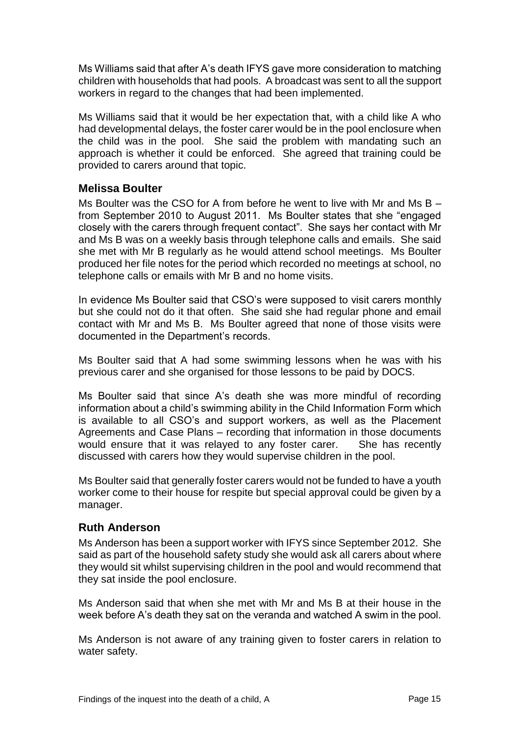Ms Williams said that after A's death IFYS gave more consideration to matching children with households that had pools. A broadcast was sent to all the support workers in regard to the changes that had been implemented.

Ms Williams said that it would be her expectation that, with a child like A who had developmental delays, the foster carer would be in the pool enclosure when the child was in the pool. She said the problem with mandating such an approach is whether it could be enforced. She agreed that training could be provided to carers around that topic.

### Melissa Boulter

Ms Boulter was the CSO for A from before he went to live with Mr and Ms B – from September 2010 to August 2011. Ms Boulter states that she "engaged closely with the carers through frequent contact". She says her contact with Mr and Ms B was on a weekly basis through telephone calls and emails. She said she met with Mr B regularly as he would attend school meetings. Ms Boulter produced her file notes for the period which recorded no meetings at school, no telephone calls or emails with Mr B and no home visits.

In evidence Ms Boulter said that CSO's were supposed to visit carers monthly but she could not do it that often. She said she had regular phone and email contact with Mr and Ms B. Ms Boulter agreed that none of those visits were documented in the Department's records.

Ms Boulter said that A had some swimming lessons when he was with his previous carer and she organised for those lessons to be paid by DOCS.

Ms Boulter said that since A's death she was more mindful of recording information about a child's swimming ability in the Child Information Form which is available to all CSO's and support workers, as well as the Placement Agreements and Case Plans – recording that information in those documents would ensure that it was relayed to any foster carer. She has recently discussed with carers how they would supervise children in the pool.

Ms Boulter said that generally foster carers would not be funded to have a youth worker come to their house for respite but special approval could be given by a manager.

### Ruth Anderson

Ms Anderson has been a support worker with IFYS since September 2012. She said as part of the household safety study she would ask all carers about where they would sit whilst supervising children in the pool and would recommend that they sat inside the pool enclosure.

Ms Anderson said that when she met with Mr and Ms B at their house in the week before A's death they sat on the veranda and watched A swim in the pool.

Ms Anderson is not aware of any training given to foster carers in relation to water safety.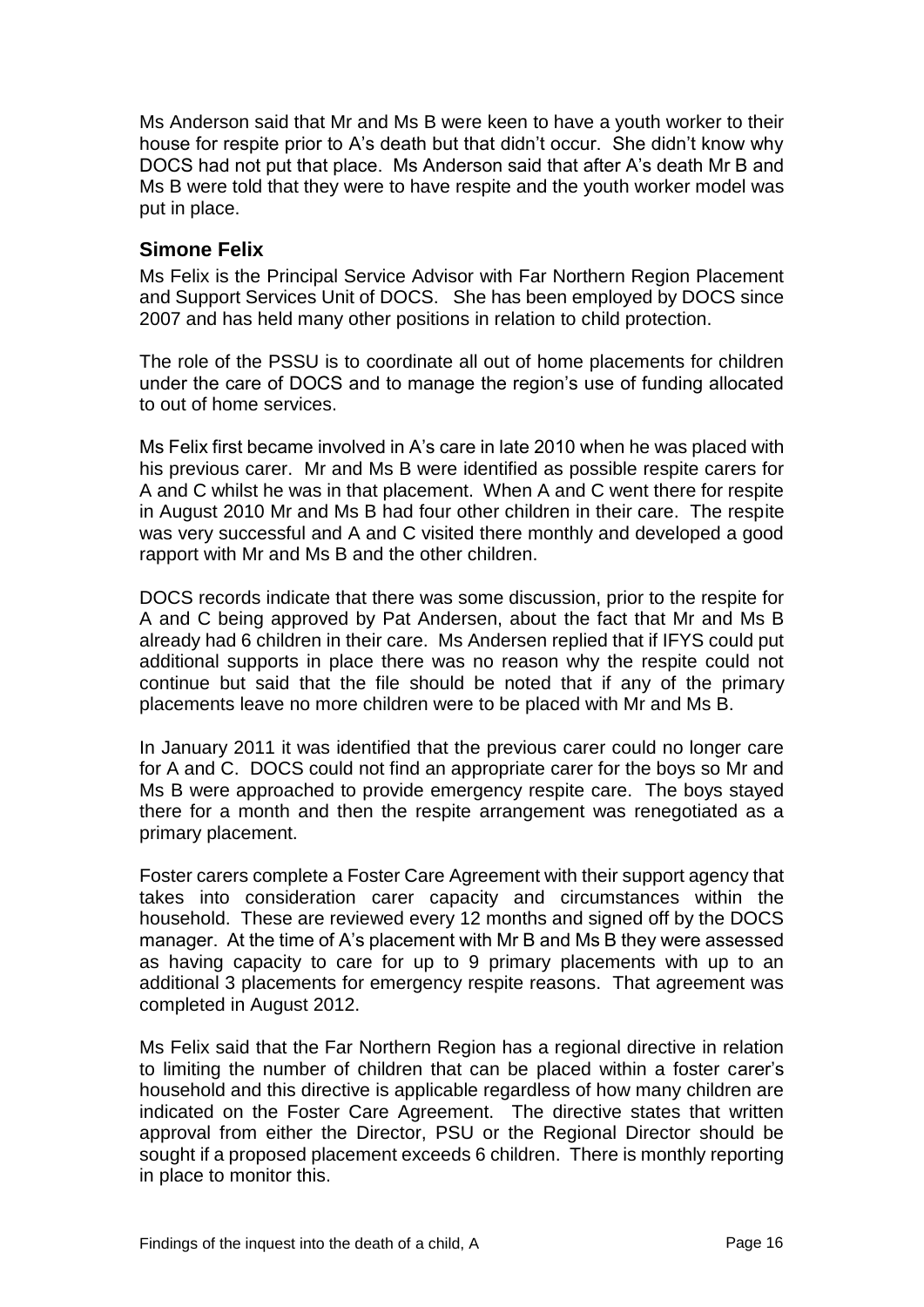Ms Anderson said that Mr and Ms B were keen to have a youth worker to their house for respite prior to A's death but that didn't occur. She didn't know why DOCS had not put that place. Ms Anderson said that after A's death Mr B and Ms B were told that they were to have respite and the youth worker model was put in place.

## Simone Felix

Ms Felix is the Principal Service Advisor with Far Northern Region Placement and Support Services Unit of DOCS. She has been employed by DOCS since 2007 and has held many other positions in relation to child protection.

The role of the PSSU is to coordinate all out of home placements for children under the care of DOCS and to manage the region's use of funding allocated to out of home services.

Ms Felix first became involved in A's care in late 2010 when he was placed with his previous carer. Mr and Ms B were identified as possible respite carers for A and C whilst he was in that placement. When A and C went there for respite in August 2010 Mr and Ms B had four other children in their care. The respite was very successful and A and C visited there monthly and developed a good rapport with Mr and Ms B and the other children.

DOCS records indicate that there was some discussion, prior to the respite for A and C being approved by Pat Andersen, about the fact that Mr and Ms B already had 6 children in their care. Ms Andersen replied that if IFYS could put additional supports in place there was no reason why the respite could not continue but said that the file should be noted that if any of the primary placements leave no more children were to be placed with Mr and Ms B.

In January 2011 it was identified that the previous carer could no longer care for A and C. DOCS could not find an appropriate carer for the boys so Mr and Ms B were approached to provide emergency respite care. The boys stayed there for a month and then the respite arrangement was renegotiated as a primary placement.

Foster carers complete a Foster Care Agreement with their support agency that takes into consideration carer capacity and circumstances within the household. These are reviewed every 12 months and signed off by the DOCS manager. At the time of A's placement with Mr B and Ms B they were assessed as having capacity to care for up to 9 primary placements with up to an additional 3 placements for emergency respite reasons. That agreement was completed in August 2012.

Ms Felix said that the Far Northern Region has a regional directive in relation to limiting the number of children that can be placed within a foster carer's household and this directive is applicable regardless of how many children are indicated on the Foster Care Agreement. The directive states that written approval from either the Director, PSU or the Regional Director should be sought if a proposed placement exceeds 6 children. There is monthly reporting in place to monitor this.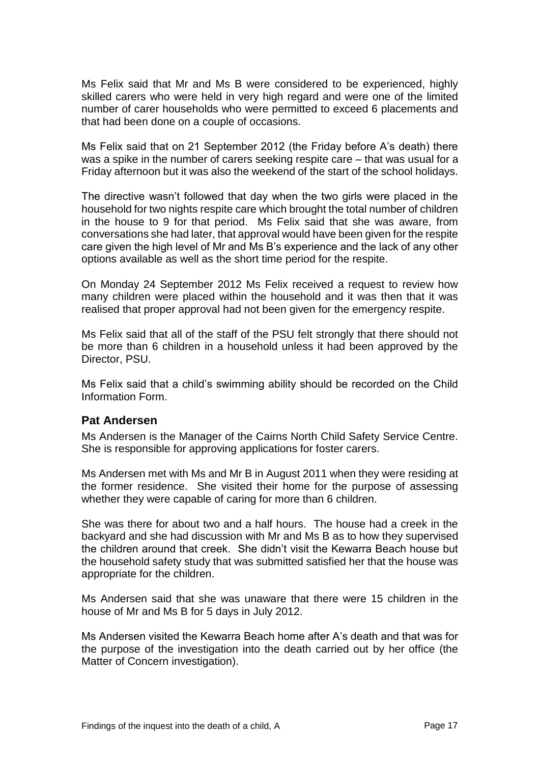Ms Felix said that Mr and Ms B were considered to be experienced, highly skilled carers who were held in very high regard and were one of the limited number of carer households who were permitted to exceed 6 placements and that had been done on a couple of occasions.

Ms Felix said that on 21 September 2012 (the Friday before A's death) there was a spike in the number of carers seeking respite care – that was usual for a Friday afternoon but it was also the weekend of the start of the school holidays.

The directive wasn't followed that day when the two girls were placed in the household for two nights respite care which brought the total number of children in the house to 9 for that period. Ms Felix said that she was aware, from conversations she had later, that approval would have been given for the respite care given the high level of Mr and Ms B's experience and the lack of any other options available as well as the short time period for the respite.

On Monday 24 September 2012 Ms Felix received a request to review how many children were placed within the household and it was then that it was realised that proper approval had not been given for the emergency respite.

Ms Felix said that all of the staff of the PSU felt strongly that there should not be more than 6 children in a household unless it had been approved by the Director, PSU.

Ms Felix said that a child's swimming ability should be recorded on the Child Information Form.

### Pat Andersen

Ms Andersen is the Manager of the Cairns North Child Safety Service Centre. She is responsible for approving applications for foster carers.

Ms Andersen met with Ms and Mr B in August 2011 when they were residing at the former residence. She visited their home for the purpose of assessing whether they were capable of caring for more than 6 children.

She was there for about two and a half hours. The house had a creek in the backyard and she had discussion with Mr and Ms B as to how they supervised the children around that creek. She didn't visit the Kewarra Beach house but the household safety study that was submitted satisfied her that the house was appropriate for the children.

Ms Andersen said that she was unaware that there were 15 children in the house of Mr and Ms B for 5 days in July 2012.

Ms Andersen visited the Kewarra Beach home after A's death and that was for the purpose of the investigation into the death carried out by her office (the Matter of Concern investigation).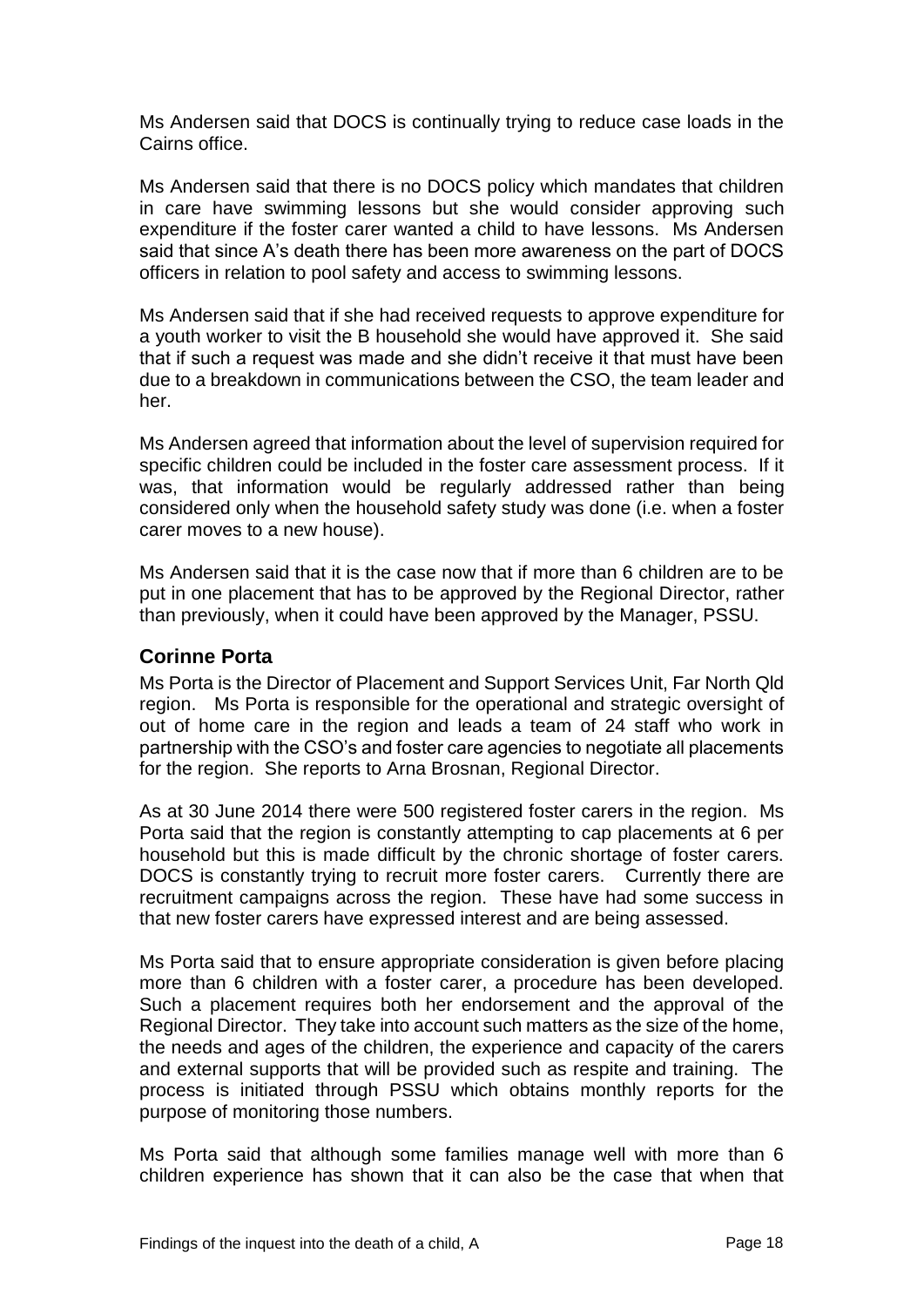Ms Andersen said that DOCS is continually trying to reduce case loads in the Cairns office.

Ms Andersen said that there is no DOCS policy which mandates that children in care have swimming lessons but she would consider approving such expenditure if the foster carer wanted a child to have lessons. Ms Andersen said that since A's death there has been more awareness on the part of DOCS officers in relation to pool safety and access to swimming lessons.

Ms Andersen said that if she had received requests to approve expenditure for a youth worker to visit the B household she would have approved it. She said that if such a request was made and she didn't receive it that must have been due to a breakdown in communications between the CSO, the team leader and her.

Ms Andersen agreed that information about the level of supervision required for specific children could be included in the foster care assessment process. If it was, that information would be regularly addressed rather than being considered only when the household safety study was done (i.e. when a foster carer moves to a new house).

Ms Andersen said that it is the case now that if more than 6 children are to be put in one placement that has to be approved by the Regional Director, rather than previously, when it could have been approved by the Manager, PSSU.

## Corinne Porta

Ms Porta is the Director of Placement and Support Services Unit, Far North Qld region. Ms Porta is responsible for the operational and strategic oversight of out of home care in the region and leads a team of 24 staff who work in partnership with the CSO's and foster care agencies to negotiate all placements for the region. She reports to Arna Brosnan, Regional Director.

As at 30 June 2014 there were 500 registered foster carers in the region. Ms Porta said that the region is constantly attempting to cap placements at 6 per household but this is made difficult by the chronic shortage of foster carers. DOCS is constantly trying to recruit more foster carers. Currently there are recruitment campaigns across the region. These have had some success in that new foster carers have expressed interest and are being assessed.

Ms Porta said that to ensure appropriate consideration is given before placing more than 6 children with a foster carer, a procedure has been developed. Such a placement requires both her endorsement and the approval of the Regional Director. They take into account such matters as the size of the home, the needs and ages of the children, the experience and capacity of the carers and external supports that will be provided such as respite and training. The process is initiated through PSSU which obtains monthly reports for the purpose of monitoring those numbers.

Ms Porta said that although some families manage well with more than 6 children experience has shown that it can also be the case that when that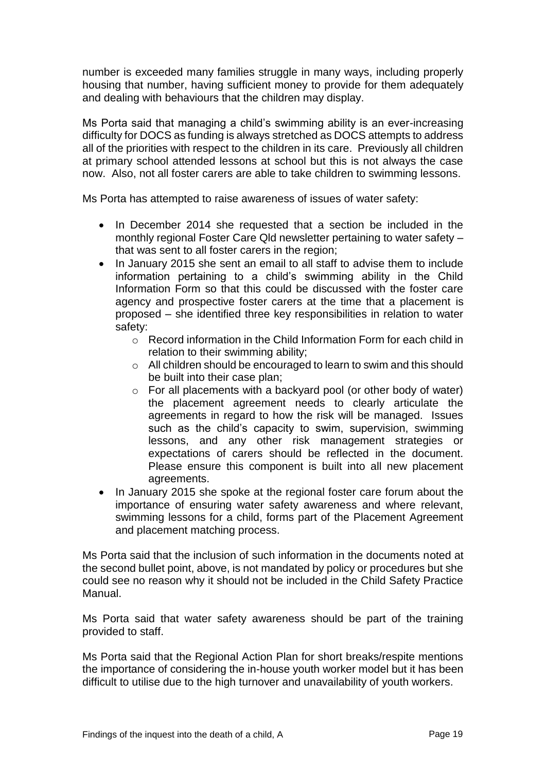number is exceeded many families struggle in many ways, including properly housing that number, having sufficient money to provide for them adequately and dealing with behaviours that the children may display.

Ms Porta said that managing a child's swimming ability is an ever-increasing difficulty for DOCS as funding is always stretched as DOCS attempts to address all of the priorities with respect to the children in its care. Previously all children at primary school attended lessons at school but this is not always the case now. Also, not all foster carers are able to take children to swimming lessons.

Ms Porta has attempted to raise awareness of issues of water safety:

- In December 2014 she requested that a section be included in the monthly regional Foster Care Qld newsletter pertaining to water safety – that was sent to all foster carers in the region;
- In January 2015 she sent an email to all staff to advise them to include information pertaining to a child's swimming ability in the Child Information Form so that this could be discussed with the foster care agency and prospective foster carers at the time that a placement is proposed – she identified three key responsibilities in relation to water safety:
  - Record information in the Child Information Form for each child in relation to their swimming ability;
  - All children should be encouraged to learn to swim and this should be built into their case plan;
  - For all placements with a backyard pool (or other body of water) the placement agreement needs to clearly articulate the agreements in regard to how the risk will be managed. Issues such as the child's capacity to swim, supervision, swimming lessons, and any other risk management strategies or expectations of carers should be reflected in the document. Please ensure this component is built into all new placement agreements.
- In January 2015 she spoke at the regional foster care forum about the importance of ensuring water safety awareness and where relevant, swimming lessons for a child, forms part of the Placement Agreement and placement matching process.

Ms Porta said that the inclusion of such information in the documents noted at the second bullet point, above, is not mandated by policy or procedures but she could see no reason why it should not be included in the Child Safety Practice Manual.

Ms Porta said that water safety awareness should be part of the training provided to staff.

Ms Porta said that the Regional Action Plan for short breaks/respite mentions the importance of considering the in-house youth worker model but it has been difficult to utilise due to the high turnover and unavailability of youth workers.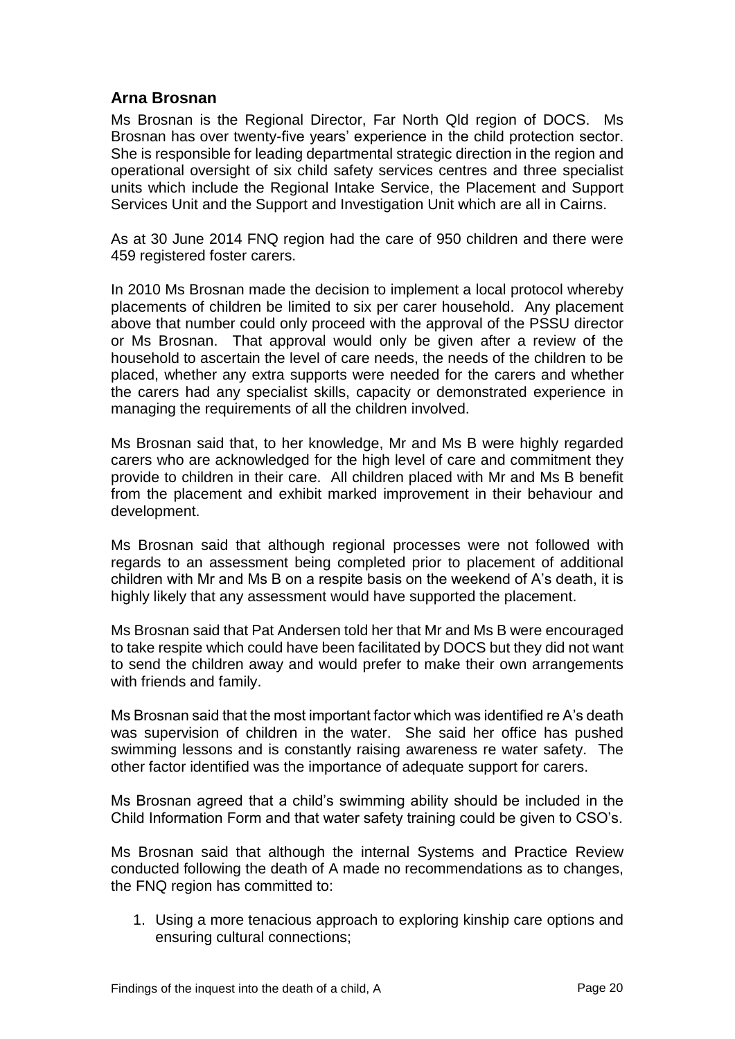### Arna Brosnan

Ms Brosnan is the Regional Director, Far North Qld region of DOCS. Ms Brosnan has over twenty-five years' experience in the child protection sector. She is responsible for leading departmental strategic direction in the region and operational oversight of six child safety services centres and three specialist units which include the Regional Intake Service, the Placement and Support Services Unit and the Support and Investigation Unit which are all in Cairns.

As at 30 June 2014 FNQ region had the care of 950 children and there were 459 registered foster carers.

In 2010 Ms Brosnan made the decision to implement a local protocol whereby placements of children be limited to six per carer household. Any placement above that number could only proceed with the approval of the PSSU director or Ms Brosnan. That approval would only be given after a review of the household to ascertain the level of care needs, the needs of the children to be placed, whether any extra supports were needed for the carers and whether the carers had any specialist skills, capacity or demonstrated experience in managing the requirements of all the children involved.

Ms Brosnan said that, to her knowledge, Mr and Ms B were highly regarded carers who are acknowledged for the high level of care and commitment they provide to children in their care. All children placed with Mr and Ms B benefit from the placement and exhibit marked improvement in their behaviour and development.

Ms Brosnan said that although regional processes were not followed with regards to an assessment being completed prior to placement of additional children with Mr and Ms B on a respite basis on the weekend of A's death, it is highly likely that any assessment would have supported the placement.

Ms Brosnan said that Pat Andersen told her that Mr and Ms B were encouraged to take respite which could have been facilitated by DOCS but they did not want to send the children away and would prefer to make their own arrangements with friends and family.

Ms Brosnan said that the most important factor which was identified re A's death was supervision of children in the water. She said her office has pushed swimming lessons and is constantly raising awareness re water safety. The other factor identified was the importance of adequate support for carers.

Ms Brosnan agreed that a child's swimming ability should be included in the Child Information Form and that water safety training could be given to CSO's.

Ms Brosnan said that although the internal Systems and Practice Review conducted following the death of A made no recommendations as to changes, the FNQ region has committed to:

1. Using a more tenacious approach to exploring kinship care options and ensuring cultural connections;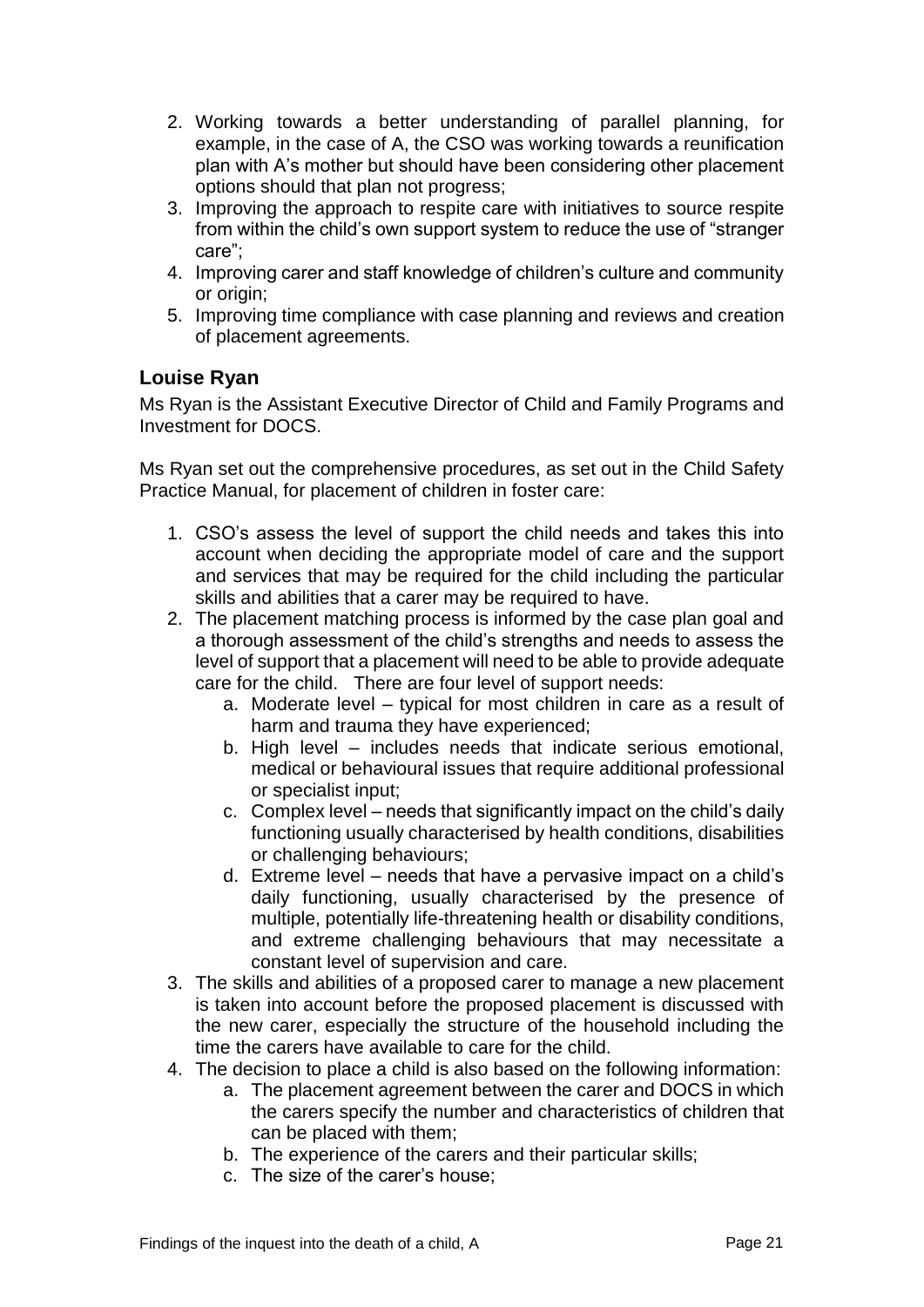2. Working towards a better understanding of parallel planning, for example, in the case of A, the CSO was working towards a reunification plan with A's mother but should have been considering other placement options should that plan not progress;
3. Improving the approach to respite care with initiatives to source respite from within the child's own support system to reduce the use of "stranger care";
4. Improving carer and staff knowledge of children's culture and community or origin;
5. Improving time compliance with case planning and reviews and creation of placement agreements.

## Louise Ryan

Ms Ryan is the Assistant Executive Director of Child and Family Programs and Investment for DOCS.

Ms Ryan set out the comprehensive procedures, as set out in the Child Safety Practice Manual, for placement of children in foster care:

1. CSO's assess the level of support the child needs and takes this into account when deciding the appropriate model of care and the support and services that may be required for the child including the particular skills and abilities that a carer may be required to have.
2. The placement matching process is informed by the case plan goal and a thorough assessment of the child's strengths and needs to assess the level of support that a placement will need to be able to provide adequate care for the child. There are four level of support needs:
   a. Moderate level – typical for most children in care as a result of harm and trauma they have experienced;
   b. High level – includes needs that indicate serious emotional, medical or behavioural issues that require additional professional or specialist input;
   c. Complex level – needs that significantly impact on the child's daily functioning usually characterised by health conditions, disabilities or challenging behaviours;
   d. Extreme level – needs that have a pervasive impact on a child's daily functioning, usually characterised by the presence of multiple, potentially life-threatening health or disability conditions, and extreme challenging behaviours that may necessitate a constant level of supervision and care.
3. The skills and abilities of a proposed carer to manage a new placement is taken into account before the proposed placement is discussed with the new carer, especially the structure of the household including the time the carers have available to care for the child.
4. The decision to place a child is also based on the following information:
   a. The placement agreement between the carer and DOCS in which the carers specify the number and characteristics of children that can be placed with them;
   b. The experience of the carers and their particular skills;
   c. The size of the carer's house;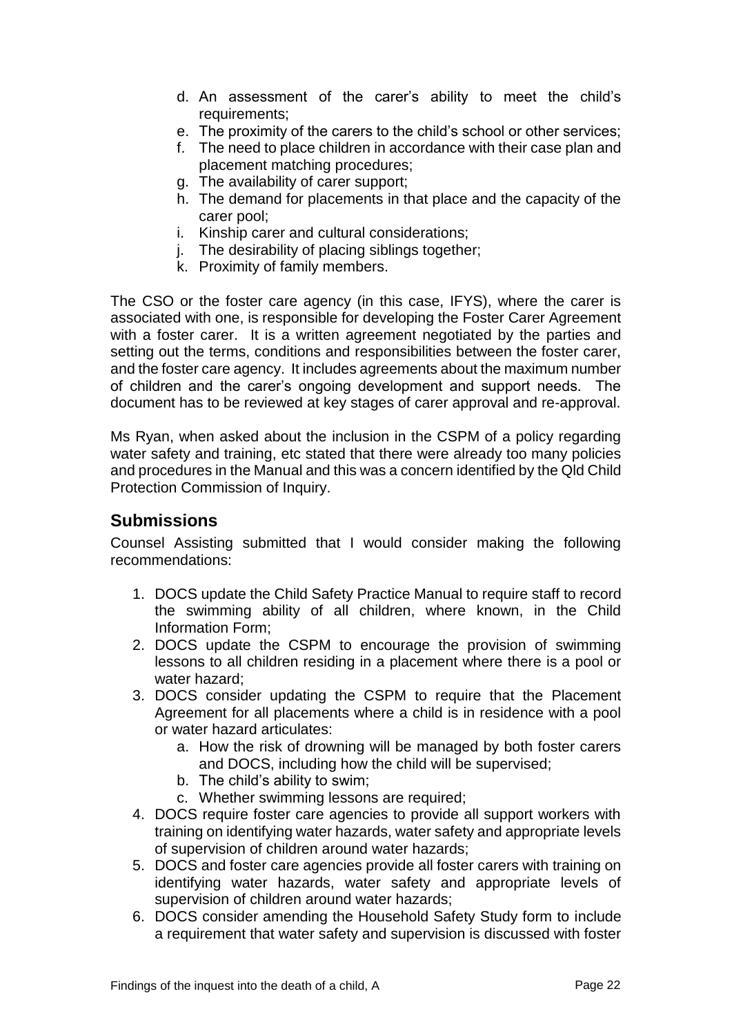d. An assessment of the carer's ability to meet the child's requirements;
e. The proximity of the carers to the child's school or other services;
f. The need to place children in accordance with their case plan and placement matching procedures;
g. The availability of carer support;
h. The demand for placements in that place and the capacity of the carer pool;
i. Kinship carer and cultural considerations;
j. The desirability of placing siblings together;
k. Proximity of family members.

The CSO or the foster care agency (in this case, IFYS), where the carer is associated with one, is responsible for developing the Foster Carer Agreement with a foster carer. It is a written agreement negotiated by the parties and setting out the terms, conditions and responsibilities between the foster carer, and the foster care agency. It includes agreements about the maximum number of children and the carer's ongoing development and support needs. The document has to be reviewed at key stages of carer approval and re-approval.

Ms Ryan, when asked about the inclusion in the CSPM of a policy regarding water safety and training, etc stated that there were already too many policies and procedures in the Manual and this was a concern identified by the Qld Child Protection Commission of Inquiry.

## Submissions

Counsel Assisting submitted that I would consider making the following recommendations:

1. DOCS update the Child Safety Practice Manual to require staff to record the swimming ability of all children, where known, in the Child Information Form;
2. DOCS update the CSPM to encourage the provision of swimming lessons to all children residing in a placement where there is a pool or water hazard;
3. DOCS consider updating the CSPM to require that the Placement Agreement for all placements where a child is in residence with a pool or water hazard articulates:
   a. How the risk of drowning will be managed by both foster carers and DOCS, including how the child will be supervised;
   b. The child's ability to swim;
   c. Whether swimming lessons are required;
4. DOCS require foster care agencies to provide all support workers with training on identifying water hazards, water safety and appropriate levels of supervision of children around water hazards;
5. DOCS and foster care agencies provide all foster carers with training on identifying water hazards, water safety and appropriate levels of supervision of children around water hazards;
6. DOCS consider amending the Household Safety Study form to include a requirement that water safety and supervision is discussed with foster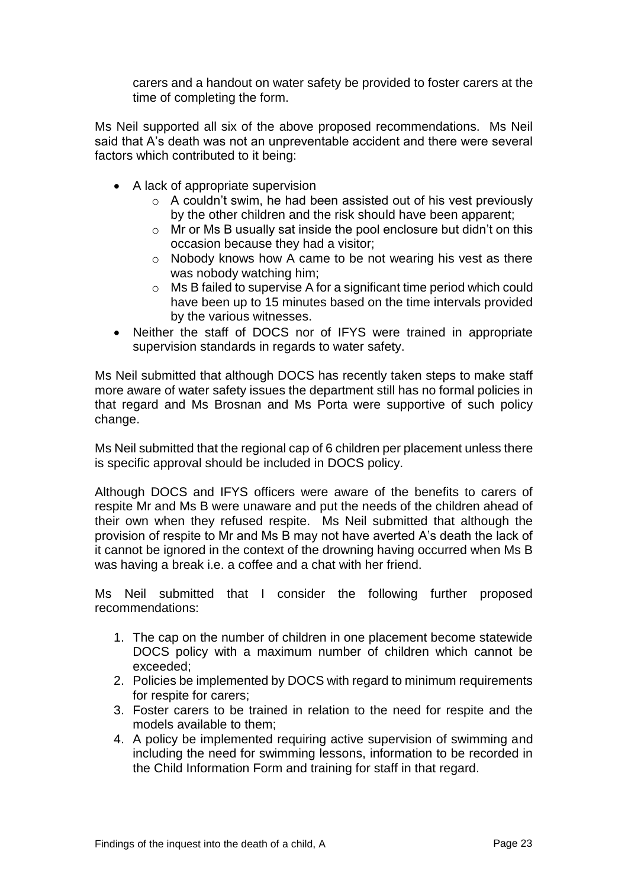carers and a handout on water safety be provided to foster carers at the time of completing the form.

Ms Neil supported all six of the above proposed recommendations. Ms Neil said that A's death was not an unpreventable accident and there were several factors which contributed to it being:

- A lack of appropriate supervision
  - A couldn't swim, he had been assisted out of his vest previously by the other children and the risk should have been apparent;
  - Mr or Ms B usually sat inside the pool enclosure but didn't on this occasion because they had a visitor;
  - Nobody knows how A came to be not wearing his vest as there was nobody watching him;
  - Ms B failed to supervise A for a significant time period which could have been up to 15 minutes based on the time intervals provided by the various witnesses.
- Neither the staff of DOCS nor of IFYS were trained in appropriate supervision standards in regards to water safety.

Ms Neil submitted that although DOCS has recently taken steps to make staff more aware of water safety issues the department still has no formal policies in that regard and Ms Brosnan and Ms Porta were supportive of such policy change.

Ms Neil submitted that the regional cap of 6 children per placement unless there is specific approval should be included in DOCS policy.

Although DOCS and IFYS officers were aware of the benefits to carers of respite Mr and Ms B were unaware and put the needs of the children ahead of their own when they refused respite. Ms Neil submitted that although the provision of respite to Mr and Ms B may not have averted A's death the lack of it cannot be ignored in the context of the drowning having occurred when Ms B was having a break i.e. a coffee and a chat with her friend.

Ms Neil submitted that I consider the following further proposed recommendations:

1. The cap on the number of children in one placement become statewide DOCS policy with a maximum number of children which cannot be exceeded;
2. Policies be implemented by DOCS with regard to minimum requirements for respite for carers;
3. Foster carers to be trained in relation to the need for respite and the models available to them;
4. A policy be implemented requiring active supervision of swimming and including the need for swimming lessons, information to be recorded in the Child Information Form and training for staff in that regard.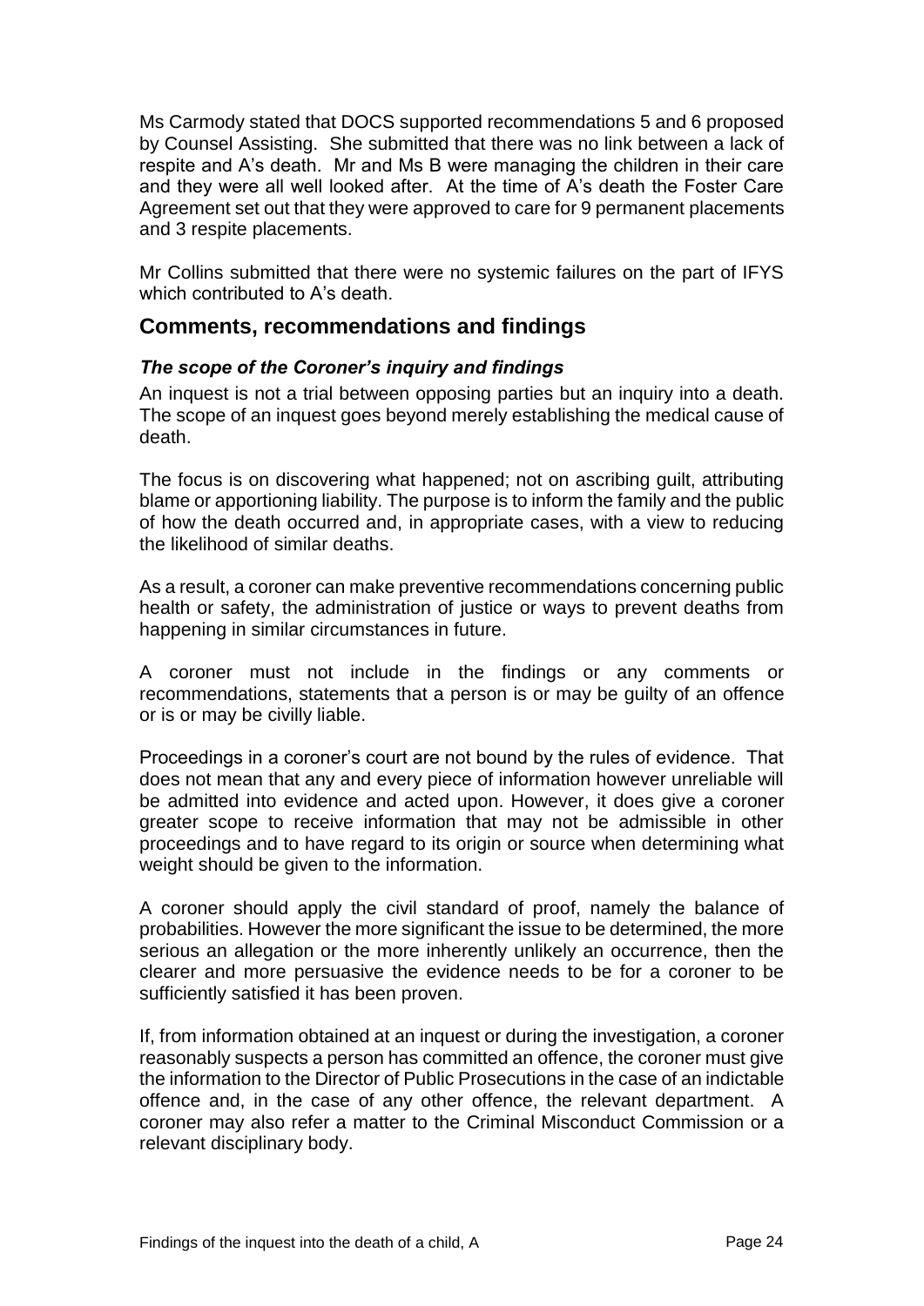Ms Carmody stated that DOCS supported recommendations 5 and 6 proposed by Counsel Assisting. She submitted that there was no link between a lack of respite and A's death. Mr and Ms B were managing the children in their care and they were all well looked after. At the time of A's death the Foster Care Agreement set out that they were approved to care for 9 permanent placements and 3 respite placements.

Mr Collins submitted that there were no systemic failures on the part of IFYS which contributed to A's death.

## Comments, recommendations and findings

### *The scope of the Coroner's inquiry and findings*

An inquest is not a trial between opposing parties but an inquiry into a death. The scope of an inquest goes beyond merely establishing the medical cause of death.

The focus is on discovering what happened; not on ascribing guilt, attributing blame or apportioning liability. The purpose is to inform the family and the public of how the death occurred and, in appropriate cases, with a view to reducing the likelihood of similar deaths.

As a result, a coroner can make preventive recommendations concerning public health or safety, the administration of justice or ways to prevent deaths from happening in similar circumstances in future.

A coroner must not include in the findings or any comments or recommendations, statements that a person is or may be guilty of an offence or is or may be civilly liable.

Proceedings in a coroner's court are not bound by the rules of evidence. That does not mean that any and every piece of information however unreliable will be admitted into evidence and acted upon. However, it does give a coroner greater scope to receive information that may not be admissible in other proceedings and to have regard to its origin or source when determining what weight should be given to the information.

A coroner should apply the civil standard of proof, namely the balance of probabilities. However the more significant the issue to be determined, the more serious an allegation or the more inherently unlikely an occurrence, then the clearer and more persuasive the evidence needs to be for a coroner to be sufficiently satisfied it has been proven.

If, from information obtained at an inquest or during the investigation, a coroner reasonably suspects a person has committed an offence, the coroner must give the information to the Director of Public Prosecutions in the case of an indictable offence and, in the case of any other offence, the relevant department. A coroner may also refer a matter to the Criminal Misconduct Commission or a relevant disciplinary body.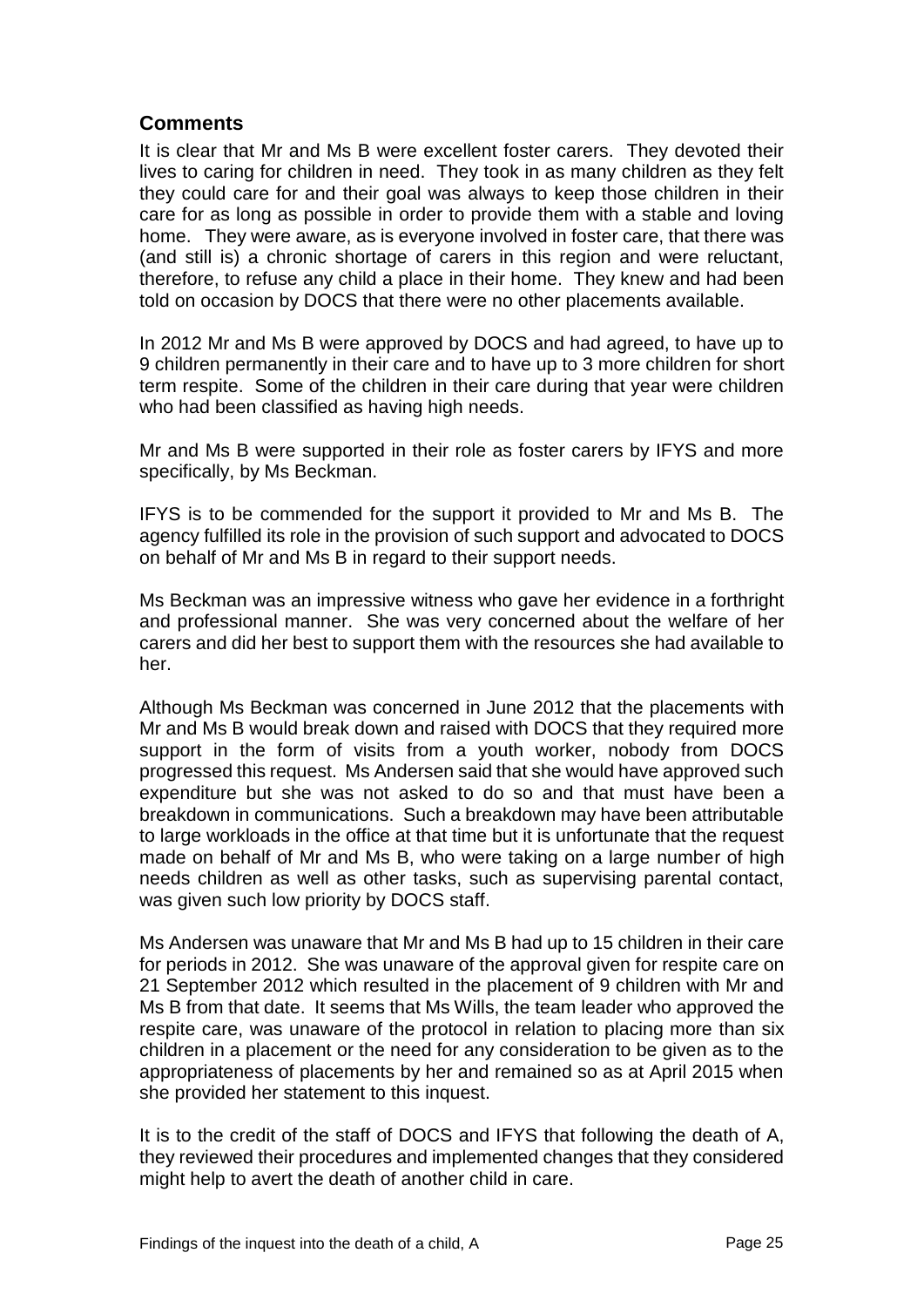## Comments

It is clear that Mr and Ms B were excellent foster carers. They devoted their lives to caring for children in need. They took in as many children as they felt they could care for and their goal was always to keep those children in their care for as long as possible in order to provide them with a stable and loving home. They were aware, as is everyone involved in foster care, that there was (and still is) a chronic shortage of carers in this region and were reluctant, therefore, to refuse any child a place in their home. They knew and had been told on occasion by DOCS that there were no other placements available.

In 2012 Mr and Ms B were approved by DOCS and had agreed, to have up to 9 children permanently in their care and to have up to 3 more children for short term respite. Some of the children in their care during that year were children who had been classified as having high needs.

Mr and Ms B were supported in their role as foster carers by IFYS and more specifically, by Ms Beckman.

IFYS is to be commended for the support it provided to Mr and Ms B. The agency fulfilled its role in the provision of such support and advocated to DOCS on behalf of Mr and Ms B in regard to their support needs.

Ms Beckman was an impressive witness who gave her evidence in a forthright and professional manner. She was very concerned about the welfare of her carers and did her best to support them with the resources she had available to her.

Although Ms Beckman was concerned in June 2012 that the placements with Mr and Ms B would break down and raised with DOCS that they required more support in the form of visits from a youth worker, nobody from DOCS progressed this request. Ms Andersen said that she would have approved such expenditure but she was not asked to do so and that must have been a breakdown in communications. Such a breakdown may have been attributable to large workloads in the office at that time but it is unfortunate that the request made on behalf of Mr and Ms B, who were taking on a large number of high needs children as well as other tasks, such as supervising parental contact, was given such low priority by DOCS staff.

Ms Andersen was unaware that Mr and Ms B had up to 15 children in their care for periods in 2012. She was unaware of the approval given for respite care on 21 September 2012 which resulted in the placement of 9 children with Mr and Ms B from that date. It seems that Ms Wills, the team leader who approved the respite care, was unaware of the protocol in relation to placing more than six children in a placement or the need for any consideration to be given as to the appropriateness of placements by her and remained so as at April 2015 when she provided her statement to this inquest.

It is to the credit of the staff of DOCS and IFYS that following the death of A, they reviewed their procedures and implemented changes that they considered might help to avert the death of another child in care.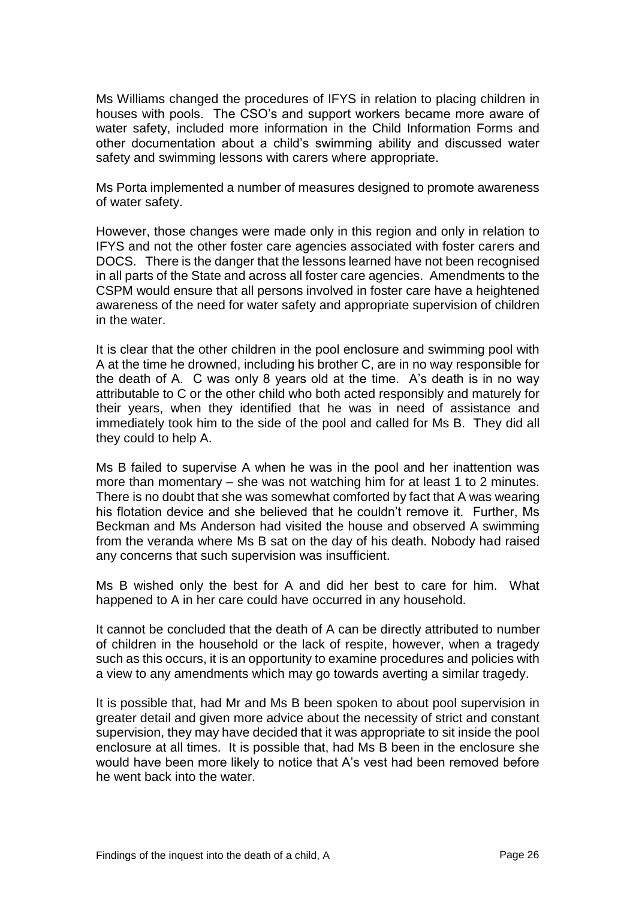Ms Williams changed the procedures of IFYS in relation to placing children in houses with pools. The CSO's and support workers became more aware of water safety, included more information in the Child Information Forms and other documentation about a child's swimming ability and discussed water safety and swimming lessons with carers where appropriate.

Ms Porta implemented a number of measures designed to promote awareness of water safety.

However, those changes were made only in this region and only in relation to IFYS and not the other foster care agencies associated with foster carers and DOCS. There is the danger that the lessons learned have not been recognised in all parts of the State and across all foster care agencies. Amendments to the CSPM would ensure that all persons involved in foster care have a heightened awareness of the need for water safety and appropriate supervision of children in the water.

It is clear that the other children in the pool enclosure and swimming pool with A at the time he drowned, including his brother C, are in no way responsible for the death of A. C was only 8 years old at the time. A's death is in no way attributable to C or the other child who both acted responsibly and maturely for their years, when they identified that he was in need of assistance and immediately took him to the side of the pool and called for Ms B. They did all they could to help A.

Ms B failed to supervise A when he was in the pool and her inattention was more than momentary – she was not watching him for at least 1 to 2 minutes. There is no doubt that she was somewhat comforted by fact that A was wearing his flotation device and she believed that he couldn't remove it. Further, Ms Beckman and Ms Anderson had visited the house and observed A swimming from the veranda where Ms B sat on the day of his death. Nobody had raised any concerns that such supervision was insufficient.

Ms B wished only the best for A and did her best to care for him. What happened to A in her care could have occurred in any household.

It cannot be concluded that the death of A can be directly attributed to number of children in the household or the lack of respite, however, when a tragedy such as this occurs, it is an opportunity to examine procedures and policies with a view to any amendments which may go towards averting a similar tragedy.

It is possible that, had Mr and Ms B been spoken to about pool supervision in greater detail and given more advice about the necessity of strict and constant supervision, they may have decided that it was appropriate to sit inside the pool enclosure at all times. It is possible that, had Ms B been in the enclosure she would have been more likely to notice that A's vest had been removed before he went back into the water.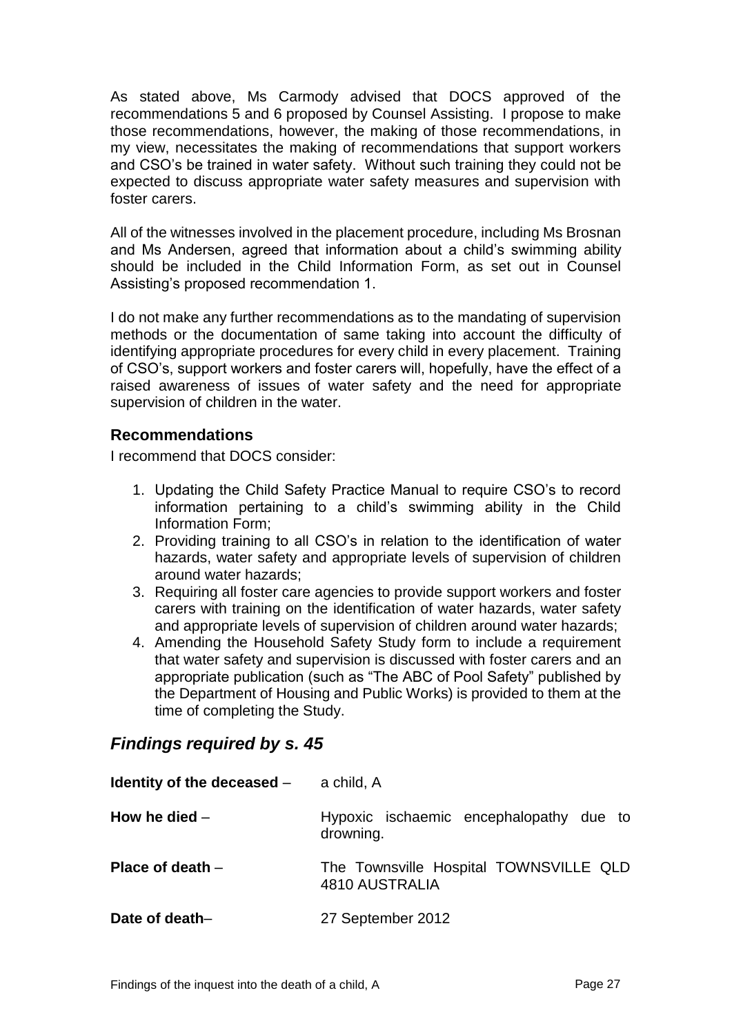As stated above, Ms Carmody advised that DOCS approved of the recommendations 5 and 6 proposed by Counsel Assisting. I propose to make those recommendations, however, the making of those recommendations, in my view, necessitates the making of recommendations that support workers and CSO's be trained in water safety. Without such training they could not be expected to discuss appropriate water safety measures and supervision with foster carers.

All of the witnesses involved in the placement procedure, including Ms Brosnan and Ms Andersen, agreed that information about a child's swimming ability should be included in the Child Information Form, as set out in Counsel Assisting's proposed recommendation 1.

I do not make any further recommendations as to the mandating of supervision methods or the documentation of same taking into account the difficulty of identifying appropriate procedures for every child in every placement. Training of CSO's, support workers and foster carers will, hopefully, have the effect of a raised awareness of issues of water safety and the need for appropriate supervision of children in the water.

### Recommendations

I recommend that DOCS consider:

1. Updating the Child Safety Practice Manual to require CSO's to record information pertaining to a child's swimming ability in the Child Information Form;
2. Providing training to all CSO's in relation to the identification of water hazards, water safety and appropriate levels of supervision of children around water hazards;
3. Requiring all foster care agencies to provide support workers and foster carers with training on the identification of water hazards, water safety and appropriate levels of supervision of children around water hazards;
4. Amending the Household Safety Study form to include a requirement that water safety and supervision is discussed with foster carers and an appropriate publication (such as "The ABC of Pool Safety" published by the Department of Housing and Public Works) is provided to them at the time of completing the Study.

## *Findings required by s. 45*

**Identity of the deceased** – a child, A

**How he died** – Hypoxic ischaemic encephalopathy due to drowning.

**Place of death** – The Townsville Hospital TOWNSVILLE QLD 4810 AUSTRALIA

**Date of death**– 27 September 2012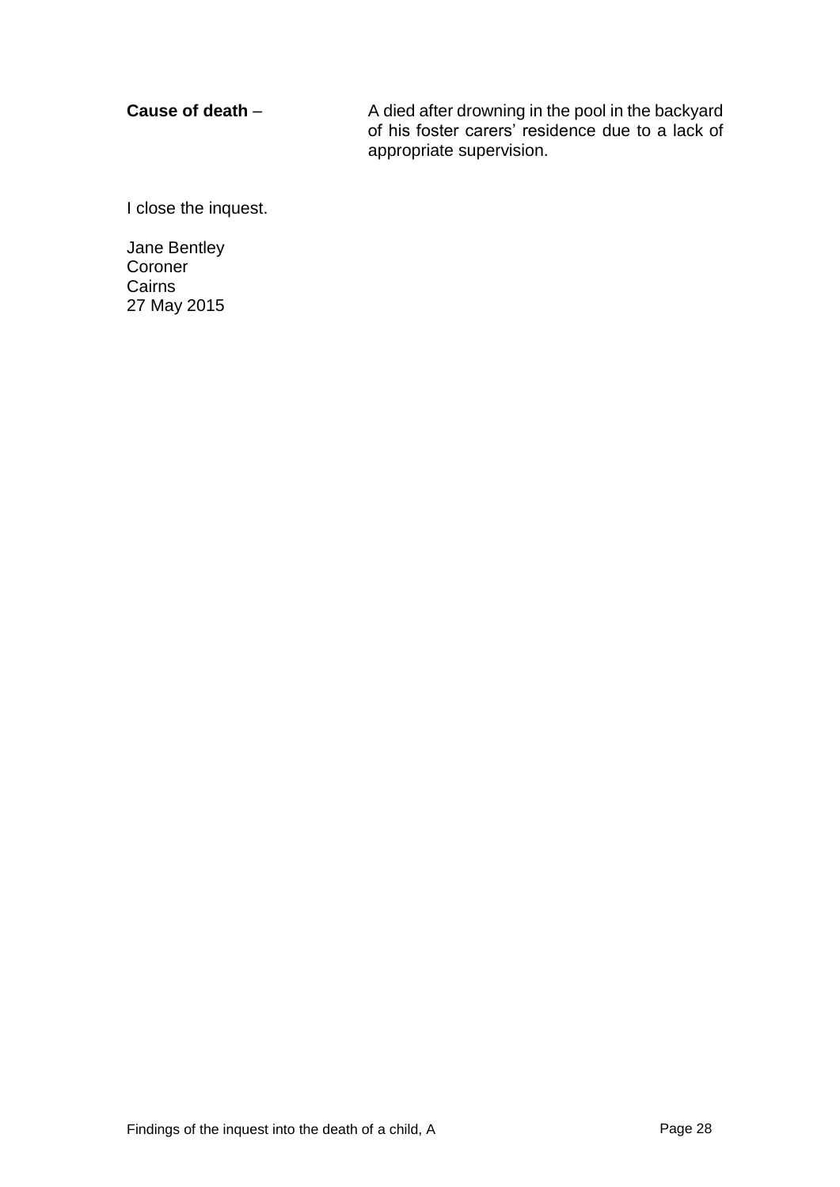**Cause of death** – A died after drowning in the pool in the backyard of his foster carers' residence due to a lack of appropriate supervision.

I close the inquest.

Jane Bentley
Coroner
Cairns
27 May 2015